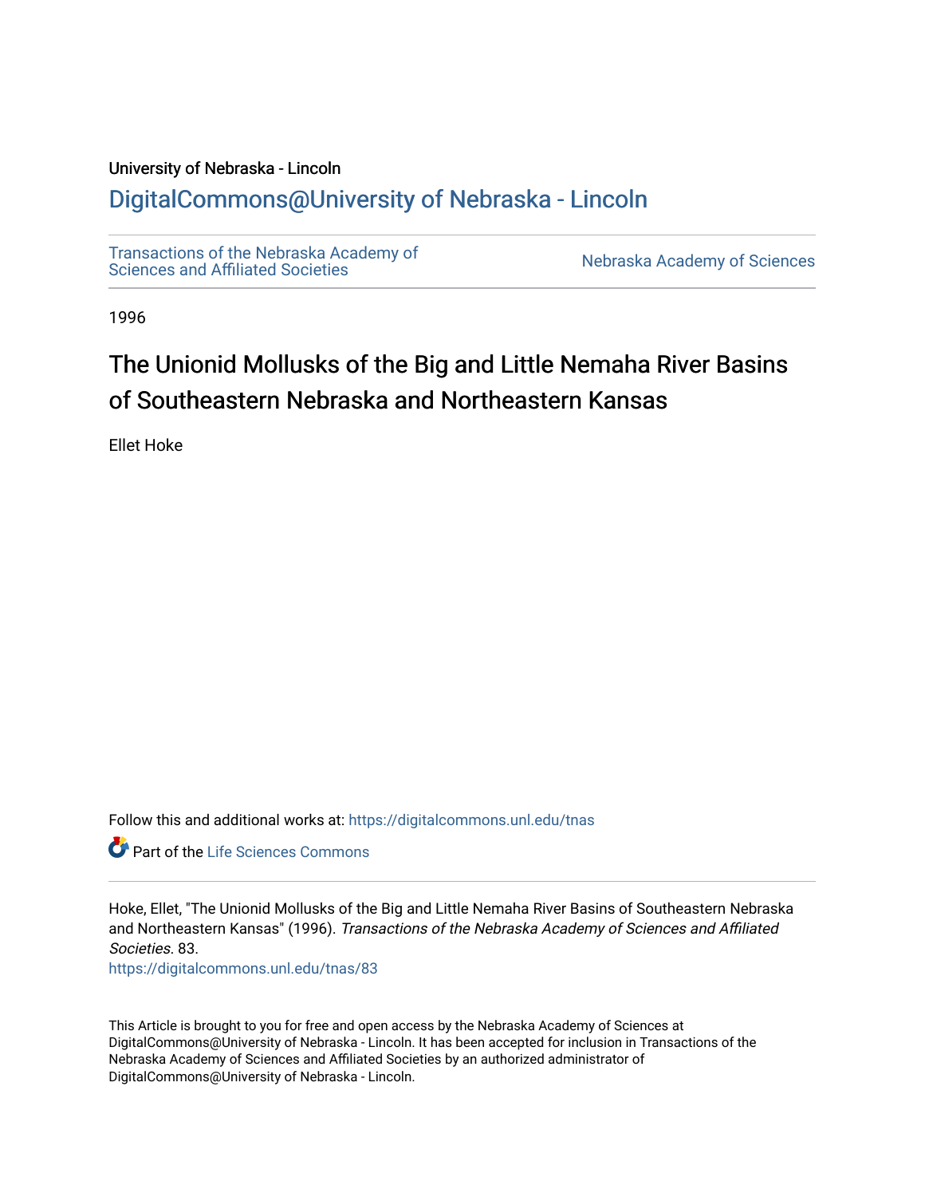University of Nebraska - Lincoln

# DigitalCommons@University of Nebraska - Lincoln

Transactions of the Nebraska Academy of Sciences and Affiliated Societies

Nebraska Academy of Sciences

1996

## The Unionid Mollusks of the Big and Little Nemaha River Basins of Southeastern Nebraska and Northeastern Kansas

Ellet Hoke

Follow this and additional works at: https://digitalcommons.unl.edu/tnas

Part of the Life Sciences Commons

Hoke, Ellet, "The Unionid Mollusks of the Big and Little Nemaha River Basins of Southeastern Nebraska and Northeastern Kansas" (1996). *Transactions of the Nebraska Academy of Sciences and Affiliated Societies*. 83.
https://digitalcommons.unl.edu/tnas/83

This Article is brought to you for free and open access by the Nebraska Academy of Sciences at DigitalCommons@University of Nebraska - Lincoln. It has been accepted for inclusion in Transactions of the Nebraska Academy of Sciences and Affiliated Societies by an authorized administrator of DigitalCommons@University of Nebraska - Lincoln.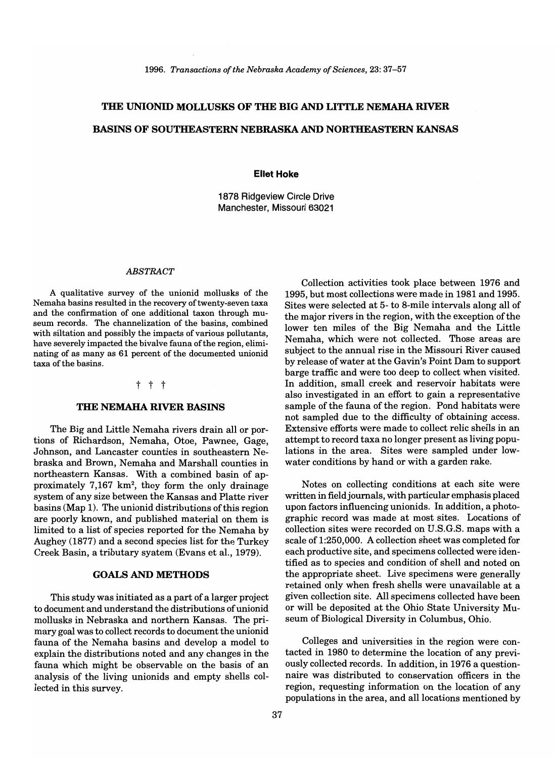# THE UNIONID MOLLUSKS OF THE BIG AND LITTLE NEMAHA RIVER BASINS OF SOUTHEASTERN NEBRASKA AND NORTHEASTERN KANSAS

**Ellet Hoke**

1878 Ridgeview Circle Drive
Manchester, Missouri 63021

*ABSTRACT*

A qualitative survey of the unionid mollusks of the Nemaha basins resulted in the recovery of twenty-seven taxa and the confirmation of one additional taxon through museum records. The channelization of the basins, combined with siltation and possibly the impacts of various pollutants, have severely impacted the bivalve fauna of the region, eliminating of as many as 61 percent of the documented unionid taxa of the basins.

† † †

## THE NEMAHA RIVER BASINS

The Big and Little Nemaha rivers drain all or portions of Richardson, Nemaha, Otoe, Pawnee, Gage, Johnson, and Lancaster counties in southeastern Nebraska and Brown, Nemaha and Marshall counties in northeastern Kansas. With a combined basin of approximately 7,167 km$^2$, they form the only drainage system of any size between the Kansas and Platte river basins (Map 1). The unionid distributions of this region are poorly known, and published material on them is limited to a list of species reported for the Nemaha by Aughey (1877) and a second species list for the Turkey Creek Basin, a tributary syatem (Evans et al., 1979).

## GOALS AND METHODS

This study was initiated as a part of a larger project to document and understand the distributions of unionid mollusks in Nebraska and northern Kansas. The primary goal was to collect records to document the unionid fauna of the Nemaha basins and develop a model to explain the distributions noted and any changes in the fauna which might be observable on the basis of an analysis of the living unionids and empty shells collected in this survey.

Collection activities took place between 1976 and 1995, but most collections were made in 1981 and 1995. Sites were selected at 5- to 8-mile intervals along all of the major rivers in the region, with the exception of the lower ten miles of the Big Nemaha and the Little Nemaha, which were not collected. Those areas are subject to the annual rise in the Missouri River caused by release of water at the Gavin's Point Dam to support barge traffic and were too deep to collect when visited. In addition, small creek and reservoir habitats were also investigated in an effort to gain a representative sample of the fauna of the region. Pond habitats were not sampled due to the difficulty of obtaining access. Extensive efforts were made to collect relic shells in an attempt to record taxa no longer present as living populations in the area. Sites were sampled under low-water conditions by hand or with a garden rake.

Notes on collecting conditions at each site were written in field journals, with particular emphasis placed upon factors influencing unionids. In addition, a photographic record was made at most sites. Locations of collection sites were recorded on U.S.G.S. maps with a scale of 1:250,000. A collection sheet was completed for each productive site, and specimens collected were identified as to species and condition of shell and noted on the appropriate sheet. Live specimens were generally retained only when fresh shells were unavailable at a given collection site. All specimens collected have been or will be deposited at the Ohio State University Museum of Biological Diversity in Columbus, Ohio.

Colleges and universities in the region were contacted in 1980 to determine the location of any previously collected records. In addition, in 1976 a questionnaire was distributed to conservation officers in the region, requesting information on the location of any populations in the area, and all locations mentioned by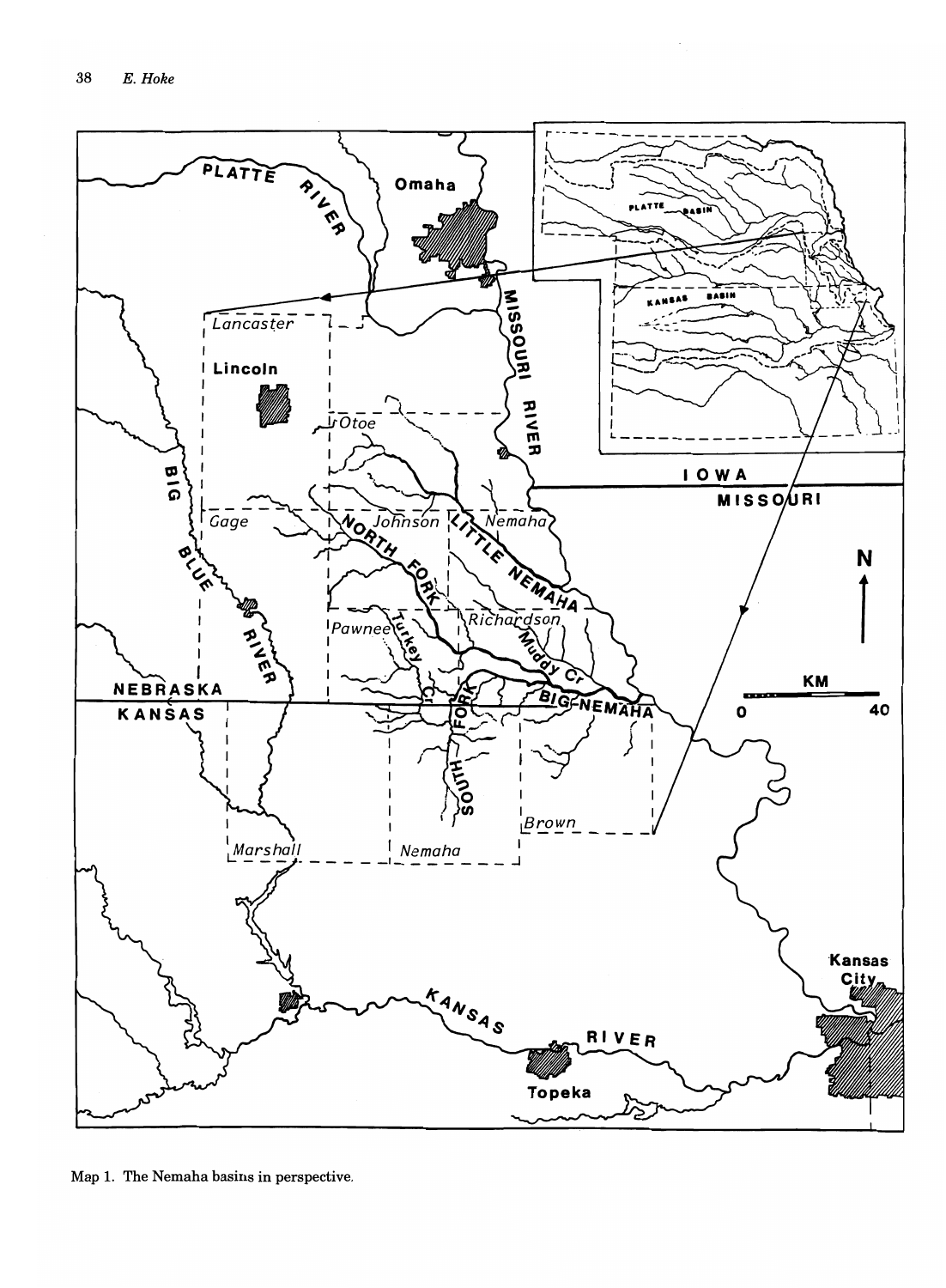Map 1. The Nemaha basins in perspective.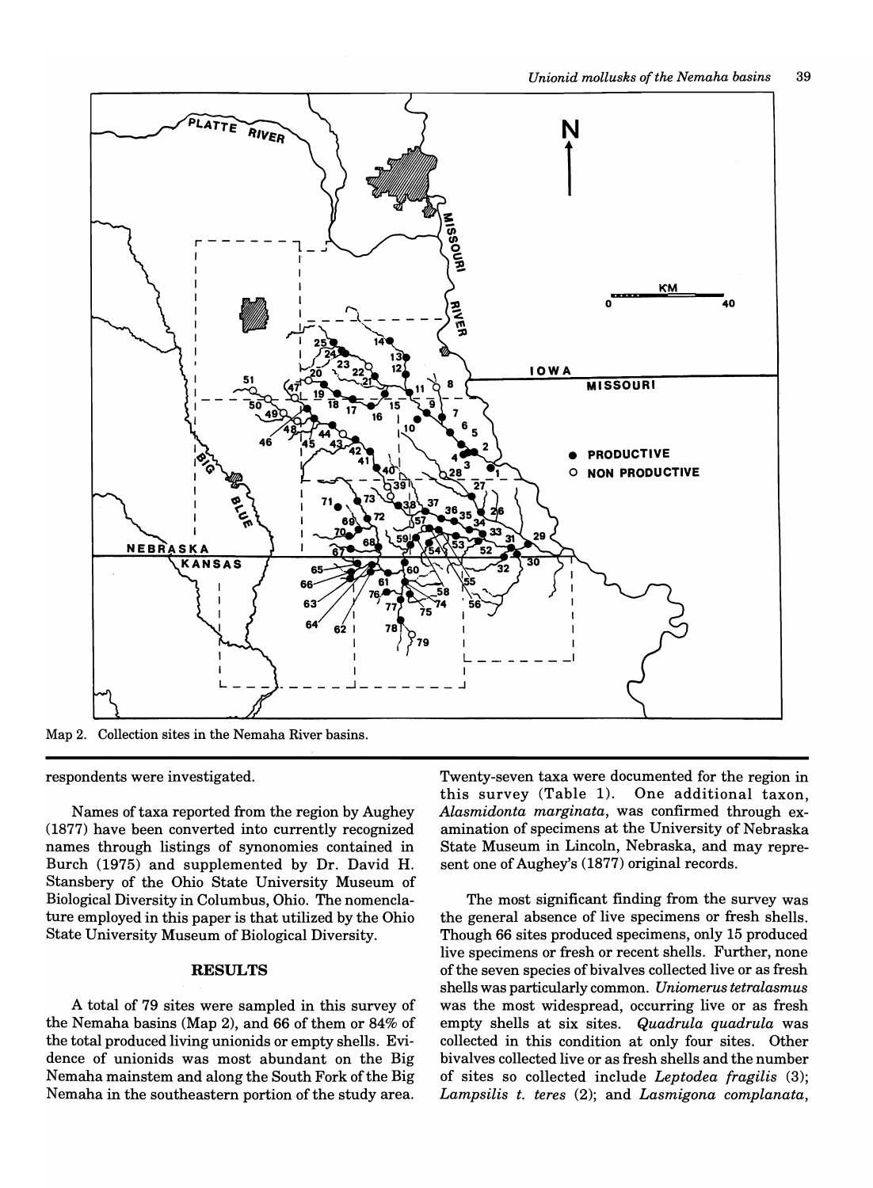Map 2. Collection sites in the Nemaha River basins.

respondents were investigated.

Names of taxa reported from the region by Aughey (1877) have been converted into currently recognized names through listings of synonymies contained in Burch (1975) and supplemented by Dr. David H. Stansbery of the Ohio State University Museum of Biological Diversity in Columbus, Ohio. The nomenclature employed in this paper is that utilized by the Ohio State University Museum of Biological Diversity.

## RESULTS

A total of 79 sites were sampled in this survey of the Nemaha basins (Map 2), and 66 of them or 84% of the total produced living unionids or empty shells. Evidence of unionids was most abundant on the Big Nemaha mainstem and along the South Fork of the Big Nemaha in the southeastern portion of the study area.

Twenty-seven taxa were documented for the region in this survey (Table 1). One additional taxon, *Alasmidonta marginata*, was confirmed through examination of specimens at the University of Nebraska State Museum in Lincoln, Nebraska, and may represent one of Aughey's (1877) original records.

The most significant finding from the survey was the general absence of live specimens or fresh shells. Though 66 sites produced specimens, only 15 produced live specimens or fresh or recent shells. Further, none of the seven species of bivalves collected live or as fresh shells was particularly common. *Uniomerus tetralasmus* was the most widespread, occurring live or as fresh empty shells at six sites. *Quadrula quadrula* was collected in this condition at only four sites. Other bivalves collected live or as fresh shells and the number of sites so collected include *Leptodea fragilis* (3); *Lampsilis t. teres* (2); and *Lasmigona complanata*,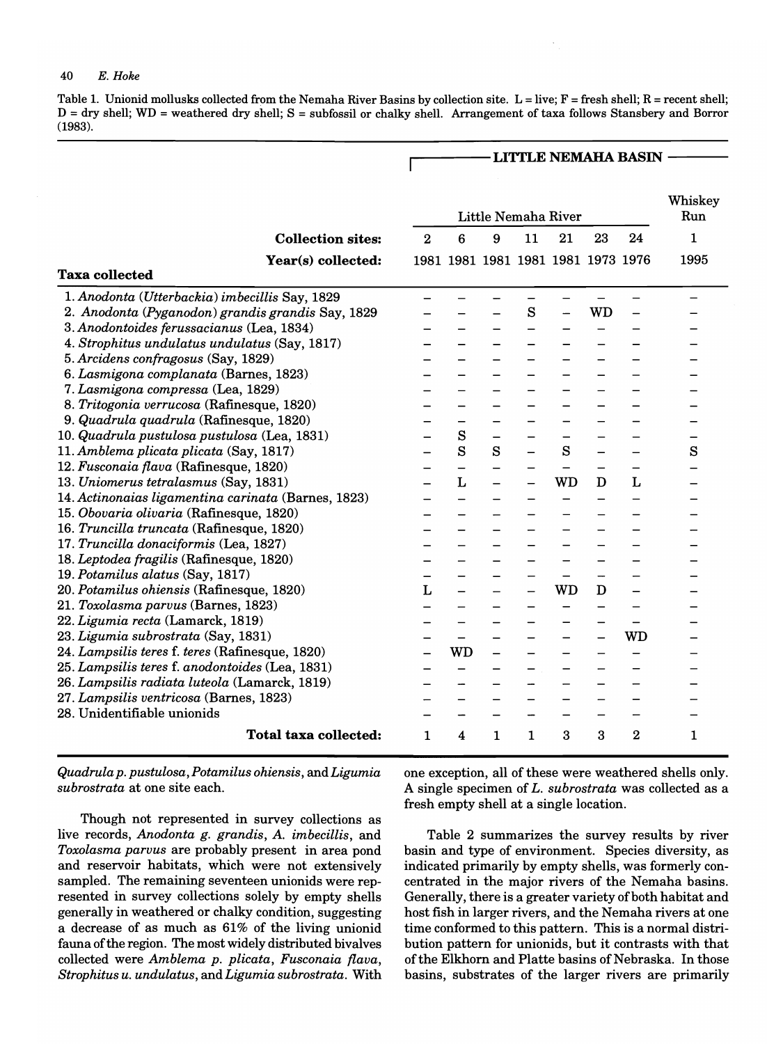Table 1. Unionid mollusks collected from the Nemaha River Basins by collection site. L = live; F = fresh shell; R = recent shell; D = dry shell; WD = weathered dry shell; S = subfossil or chalky shell. Arrangement of taxa follows Stansbery and Borror (1983).

| | LITTLE NEMAHA BASIN | | | | | | | |
|---|---|---|---|---|---|---|---|---|
| | Little Nemaha River | | | | | | | Whiskey Run |
| **Collection sites:** | 2 | 6 | 9 | 11 | 21 | 23 | 24 | 1 |
| **Year(s) collected:** | 1981 | 1981 | 1981 | 1981 | 1981 | 1973 | 1976 | 1995 |
| **Taxa collected** | | | | | | | | |
| 1. *Anodonta (Utterbackia) imbecillis* Say, 1829 | – | – | – | – | – | – | – | – |
| 2. *Anodonta (Pyganodon) grandis grandis* Say, 1829 | – | – | – | S | – | WD | – | – |
| 3. *Anodontoides ferussacianus* (Lea, 1834) | – | – | – | – | – | – | – | – |
| 4. *Strophitus undulatus undulatus* (Say, 1817) | – | – | – | – | – | – | – | – |
| 5. *Arcidens confragosus* (Say, 1829) | – | – | – | – | – | – | – | – |
| 6. *Lasmigona complanata* (Barnes, 1823) | – | – | – | – | – | – | – | – |
| 7. *Lasmigona compressa* (Lea, 1829) | – | – | – | – | – | – | – | – |
| 8. *Tritogonia verrucosa* (Rafinesque, 1820) | – | – | – | – | – | – | – | – |
| 9. *Quadrula quadrula* (Rafinesque, 1820) | – | – | – | – | – | – | – | – |
| 10. *Quadrula pustulosa pustulosa* (Lea, 1831) | – | S | – | – | – | – | – | – |
| 11. *Amblema plicata plicata* (Say, 1817) | – | S | S | – | S | – | – | S |
| 12. *Fusconaia flava* (Rafinesque, 1820) | – | – | – | – | – | – | – | – |
| 13. *Uniomerus tetralasmus* (Say, 1831) | – | L | – | – | WD | D | L | – |
| 14. *Actinonaias ligamentina carinata* (Barnes, 1823) | – | – | – | – | – | – | – | – |
| 15. *Obovaria olivaria* (Rafinesque, 1820) | – | – | – | – | – | – | – | – |
| 16. *Truncilla truncata* (Rafinesque, 1820) | – | – | – | – | – | – | – | – |
| 17. *Truncilla donaciformis* (Lea, 1827) | – | – | – | – | – | – | – | – |
| 18. *Leptodea fragilis* (Rafinesque, 1820) | – | – | – | – | – | – | – | – |
| 19. *Potamilus alatus* (Say, 1817) | – | – | – | – | – | – | – | – |
| 20. *Potamilus ohiensis* (Rafinesque, 1820) | L | – | – | – | WD | D | – | – |
| 21. *Toxolasma parvus* (Barnes, 1823) | – | – | – | – | – | – | – | – |
| 22. *Ligumia recta* (Lamarck, 1819) | – | – | – | – | – | – | – | – |
| 23. *Ligumia subrostrata* (Say, 1831) | – | – | – | – | – | – | WD | – |
| 24. *Lampsilis teres* f. *teres* (Rafinesque, 1820) | – | WD | – | – | – | – | – | – |
| 25. *Lampsilis teres* f. *anodontoides* (Lea, 1831) | – | – | – | – | – | – | – | – |
| 26. *Lampsilis radiata luteola* (Lamarck, 1819) | – | – | – | – | – | – | – | – |
| 27. *Lampsilis ventricosa* (Barnes, 1823) | – | – | – | – | – | – | – | – |
| 28. Unidentifiable unionids | – | – | – | – | – | – | – | – |
| **Total taxa collected:** | 1 | 4 | 1 | 1 | 3 | 3 | 2 | 1 |

*Quadrula p. pustulosa*, *Potamilus ohiensis*, and *Ligumia subrostrata* at one site each.

Though not represented in survey collections as live records, *Anodonta g. grandis*, *A. imbecillis*, and *Toxolasma parvus* are probably present in area pond and reservoir habitats, which were not extensively sampled. The remaining seventeen unionids were represented in survey collections solely by empty shells generally in weathered or chalky condition, suggesting a decrease of as much as 61% of the living unionid fauna of the region. The most widely distributed bivalves collected were *Amblema p. plicata*, *Fusconaia flava*, *Strophitus u. undulatus*, and *Ligumia subrostrata*. With one exception, all of these were weathered shells only. A single specimen of *L. subrostrata* was collected as a fresh empty shell at a single location.

Table 2 summarizes the survey results by river basin and type of environment. Species diversity, as indicated primarily by empty shells, was formerly concentrated in the major rivers of the Nemaha basins. Generally, there is a greater variety of both habitat and host fish in larger rivers, and the Nemaha rivers at one time conformed to this pattern. This is a normal distribution pattern for unionids, but it contrasts with that of the Elkhorn and Platte basins of Nebraska. In those basins, substrates of the larger rivers are primarily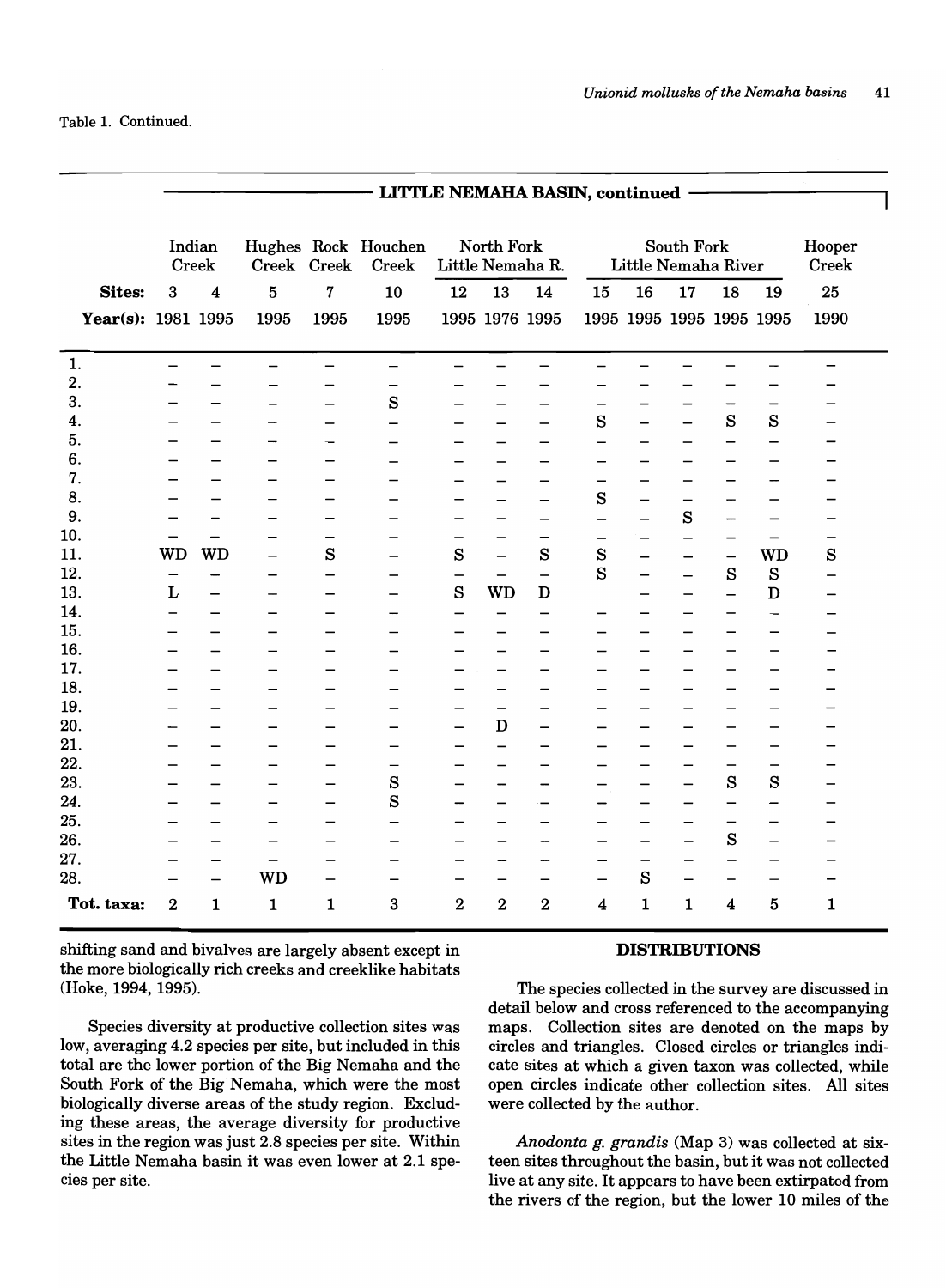Table 1. Continued.

| | LITTLE NEMAHA BASIN, continued | | | | | | | | | | | | | |
|---|---|---|---|---|---|---|---|---|---|---|---|---|---|---|
| | Indian Creek | | Hughes Creek | Rock Creek | Houchen Creek | North Fork Little Nemaha R. | | | South Fork Little Nemaha River | | | | | Hooper Creek |
| **Sites:** | 3 | 4 | 5 | 7 | 10 | 12 | 13 | 14 | 15 | 16 | 17 | 18 | 19 | 25 |
| **Year(s):** | 1981 | 1995 | 1995 | 1995 | 1995 | 1995 | 1976 | 1995 | 1995 | 1995 | 1995 | 1995 | 1995 | 1990 |
| 1. | – | – | – | – | – | – | – | – | – | – | – | – | – | – |
| 2. | – | – | – | – | – | – | – | – | – | – | – | – | – | – |
| 3. | – | – | – | – | S | – | – | – | – | – | – | – | – | – |
| 4. | – | – | – | – | – | – | – | – | S | – | – | S | S | – |
| 5. | – | – | – | – | – | – | – | – | – | – | – | – | – | – |
| 6. | – | – | – | – | – | – | – | – | – | – | – | – | – | – |
| 7. | – | – | – | – | – | – | – | – | – | – | – | – | – | – |
| 8. | – | – | – | – | – | – | – | – | S | – | – | – | – | – |
| 9. | – | – | – | – | – | – | – | – | – | – | S | – | – | – |
| 10. | – | – | – | – | – | – | – | – | – | – | – | – | – | – |
| 11. | WD | WD | – | S | – | S | – | S | S | – | – | – | WD | S |
| 12. | – | – | – | – | – | – | – | – | S | – | – | S | S | – |
| 13. | L | – | – | – | – | S | WD | D | | – | – | – | D | – |
| 14. | – | – | – | – | – | – | – | – | – | – | – | – | – | – |
| 15. | – | – | – | – | – | – | – | – | – | – | – | – | – | – |
| 16. | – | – | – | – | – | – | – | – | – | – | – | – | – | – |
| 17. | – | – | – | – | – | – | – | – | – | – | – | – | – | – |
| 18. | – | – | – | – | – | – | – | – | – | – | – | – | – | – |
| 19. | – | – | – | – | – | – | – | – | – | – | – | – | – | – |
| 20. | – | – | – | – | – | – | D | – | – | – | – | – | – | – |
| 21. | – | – | – | – | – | – | – | – | – | – | – | – | – | – |
| 22. | – | – | – | – | – | – | – | – | – | – | – | – | – | – |
| 23. | – | – | – | – | S | – | – | – | – | – | – | S | S | – |
| 24. | – | – | – | – | S | – | – | – | – | – | – | – | – | – |
| 25. | – | – | – | – | – | – | – | – | – | – | – | – | – | – |
| 26. | – | – | – | – | – | – | – | – | – | – | – | S | – | – |
| 27. | – | – | – | – | – | – | – | – | – | – | – | – | – | – |
| 28. | – | – | WD | – | – | – | – | – | – | S | – | – | – | – |
| **Tot. taxa:** | 2 | 1 | 1 | 1 | 3 | 2 | 2 | 2 | 4 | 1 | 1 | 4 | 5 | 1 |

shifting sand and bivalves are largely absent except in the more biologically rich creeks and creeklike habitats (Hoke, 1994, 1995).

Species diversity at productive collection sites was low, averaging 4.2 species per site, but included in this total are the lower portion of the Big Nemaha and the South Fork of the Big Nemaha, which were the most biologically diverse areas of the study region. Excluding these areas, the average diversity for productive sites in the region was just 2.8 species per site. Within the Little Nemaha basin it was even lower at 2.1 species per site.

## DISTRIBUTIONS

The species collected in the survey are discussed in detail below and cross referenced to the accompanying maps. Collection sites are denoted on the maps by circles and triangles. Closed circles or triangles indicate sites at which a given taxon was collected, while open circles indicate other collection sites. All sites were collected by the author.

*Anodonta g. grandis* (Map 3) was collected at sixteen sites throughout the basin, but it was not collected live at any site. It appears to have been extirpated from the rivers of the region, but the lower 10 miles of the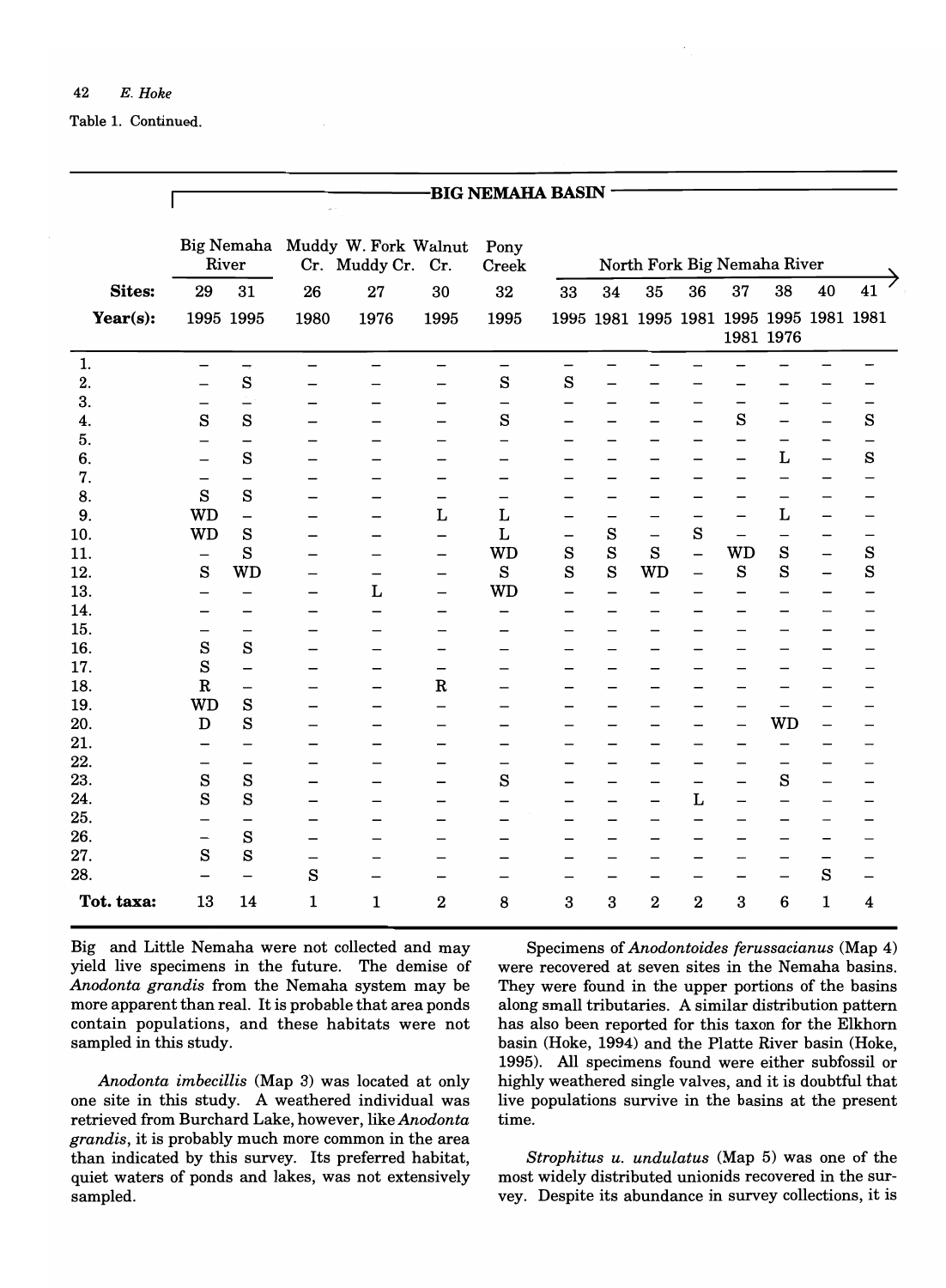Table 1. Continued.

| | BIG NEMAHA BASIN | | | | | | | | | | | | | | |
|---|---|---|---|---|---|---|---|---|---|---|---|---|---|---|---|
| | Big Nemaha River | | Muddy Cr. | W. Fork Muddy Cr. | Walnut Cr. | Pony Creek | North Fork Big Nemaha River | | | | | | | | |
| **Sites:** | 29 | 31 | 26 | 27 | 30 | 32 | 33 | 34 | 35 | 36 | 37 | 38 | 40 | 41 |
| **Year(s):** | 1995 | 1995 | 1980 | 1976 | 1995 | 1995 | 1995 | 1981 | 1995 | 1981 | 1995 1981 | 1995 1976 | 1981 | 1981 |
| 1. | – | – | – | – | – | – | – | – | – | – | – | – | – | – |
| 2. | – | S | – | – | – | S | S | – | – | – | – | – | – | – |
| 3. | – | – | – | – | – | – | – | – | – | – | – | – | – | – |
| 4. | S | S | – | – | – | S | – | – | – | – | S | – | – | S |
| 5. | – | – | – | – | – | – | – | – | – | – | – | – | – | – |
| 6. | – | S | – | – | – | – | – | – | – | – | – | L | – | S |
| 7. | – | – | – | – | – | – | – | – | – | – | – | – | – | – |
| 8. | S | S | – | – | – | – | – | – | – | – | – | – | – | – |
| 9. | WD | – | – | – | L | L | – | – | – | – | – | L | – | – |
| 10. | WD | S | – | – | – | L | – | S | – | S | – | – | – | – |
| 11. | – | S | – | – | – | WD | S | S | S | – | WD | S | – | S |
| 12. | S | WD | – | – | – | S | S | S | WD | – | S | S | – | S |
| 13. | – | – | – | L | – | WD | – | – | – | – | – | – | – | – |
| 14. | – | – | – | – | – | – | – | – | – | – | – | – | – | – |
| 15. | – | – | – | – | – | – | – | – | – | – | – | – | – | – |
| 16. | S | S | – | – | – | – | – | – | – | – | – | – | – | – |
| 17. | S | – | – | – | – | – | – | – | – | – | – | – | – | – |
| 18. | R | – | – | – | R | – | – | – | – | – | – | – | – | – |
| 19. | WD | S | – | – | – | – | – | – | – | – | – | – | – | – |
| 20. | D | S | – | – | – | – | – | – | – | – | – | WD | – | – |
| 21. | – | – | – | – | – | – | – | – | – | – | – | – | – | – |
| 22. | – | – | – | – | – | – | – | – | – | – | – | – | – | – |
| 23. | S | S | – | – | – | S | – | – | – | – | – | S | – | – |
| 24. | S | S | – | – | – | – | – | – | – | L | – | – | – | – |
| 25. | – | – | – | – | – | – | – | – | – | – | – | – | – | – |
| 26. | – | S | – | – | – | – | – | – | – | – | – | – | – | – |
| 27. | S | S | – | – | – | – | – | – | – | – | – | – | – | – |
| 28. | – | – | S | – | – | – | – | – | – | – | – | – | S | – |
| **Tot. taxa:** | 13 | 14 | 1 | 1 | 2 | 8 | 3 | 3 | 2 | 2 | 3 | 6 | 1 | 4 |

Big and Little Nemaha were not collected and may yield live specimens in the future. The demise of *Anodonta grandis* from the Nemaha system may be more apparent than real. It is probable that area ponds contain populations, and these habitats were not sampled in this study.

*Anodonta imbecillis* (Map 3) was located at only one site in this study. A weathered individual was retrieved from Burchard Lake, however, like *Anodonta grandis*, it is probably much more common in the area than indicated by this survey. Its preferred habitat, quiet waters of ponds and lakes, was not extensively sampled.

Specimens of *Anodontoides ferussacianus* (Map 4) were recovered at seven sites in the Nemaha basins. They were found in the upper portions of the basins along small tributaries. A similar distribution pattern has also been reported for this taxon for the Elkhorn basin (Hoke, 1994) and the Platte River basin (Hoke, 1995). All specimens found were either subfossil or highly weathered single valves, and it is doubtful that live populations survive in the basins at the present time.

*Strophitus u. undulatus* (Map 5) was one of the most widely distributed unionids recovered in the survey. Despite its abundance in survey collections, it is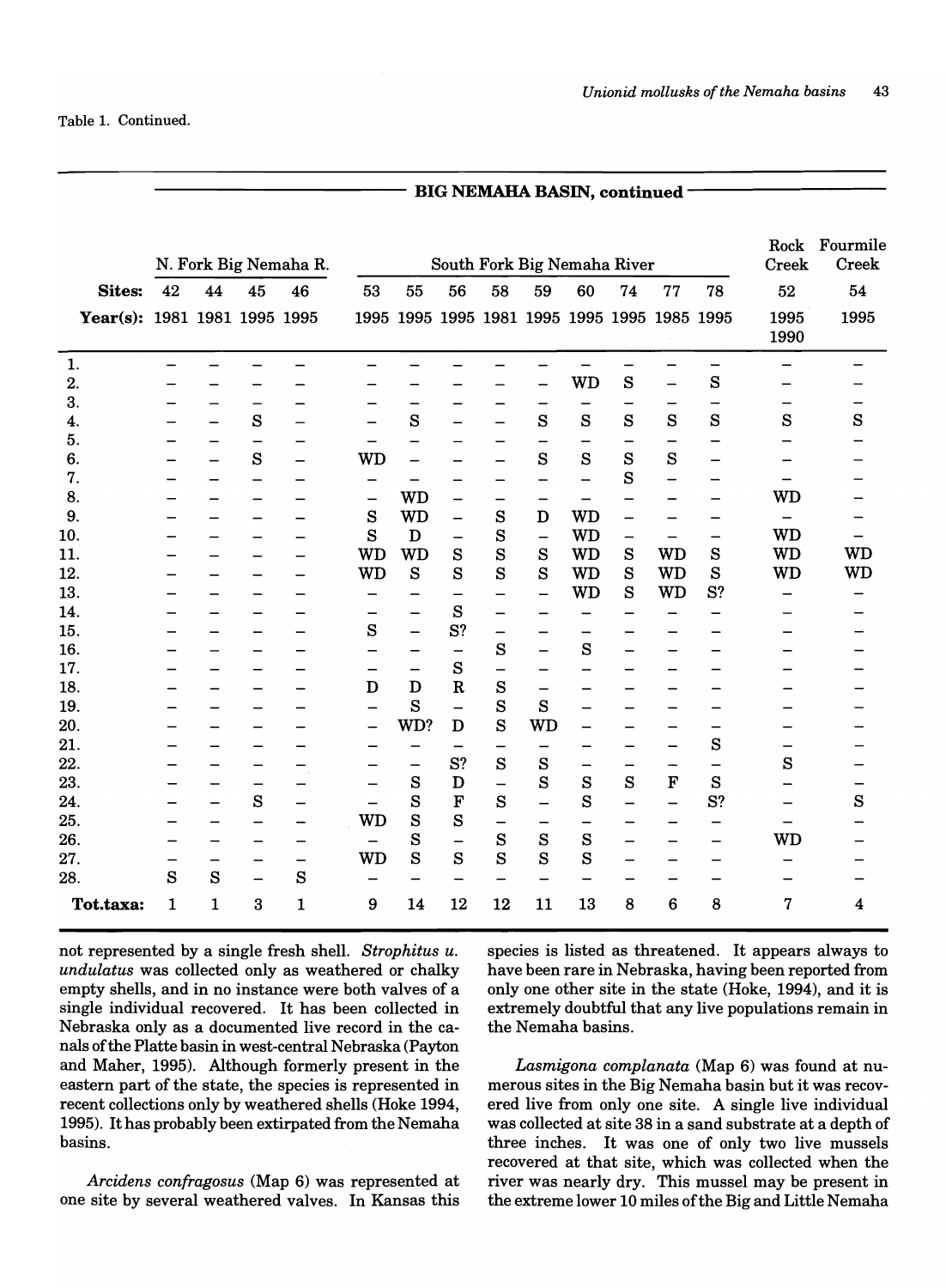Table 1. Continued.

| | BIG NEMAHA BASIN, continued | | | | | | | | | | | | | | |
|---|---|---|---|---|---|---|---|---|---|---|---|---|---|---|---|
| | N. Fork Big Nemaha R. | | | | South Fork Big Nemaha River | | | | | | | | | Rock Creek | Fourmile Creek |
| **Sites:** | 42 | 44 | 45 | 46 | 53 | 55 | 56 | 58 | 59 | 60 | 74 | 77 | 78 | 52 | 54 |
| **Year(s):** | 1981 | 1981 | 1995 | 1995 | 1995 | 1995 | 1995 | 1981 | 1995 | 1995 | 1995 | 1985 | 1995 | 1995 1990 | 1995 |
| 1. | – | – | – | – | – | – | – | – | – | – | – | – | – | – | – |
| 2. | – | – | – | – | – | – | – | – | – | WD | S | – | S | – | – |
| 3. | – | – | – | – | – | – | – | – | – | – | – | – | – | – | – |
| 4. | – | – | S | – | – | S | – | – | S | S | S | S | S | S | S |
| 5. | – | – | – | – | – | – | – | – | – | – | – | – | – | – | – |
| 6. | – | – | S | – | WD | – | – | – | S | S | S | S | – | – | – |
| 7. | – | – | – | – | – | – | – | – | – | – | S | – | – | – | – |
| 8. | – | – | – | – | – | WD | – | – | – | – | – | – | – | WD | – |
| 9. | – | – | – | – | S | WD | – | S | D | WD | – | – | – | – | – |
| 10. | – | – | – | – | S | D | – | S | – | WD | – | – | – | WD | – |
| 11. | – | – | – | – | WD | WD | S | S | S | WD | S | WD | S | WD | WD |
| 12. | – | – | – | – | WD | S | S | S | S | WD | S | WD | S | WD | WD |
| 13. | – | – | – | – | – | – | – | – | – | WD | S | WD | S? | – | – |
| 14. | – | – | – | – | – | – | S | – | – | – | – | – | – | – | – |
| 15. | – | – | – | – | S | – | S? | – | – | – | – | – | – | – | – |
| 16. | – | – | – | – | – | – | – | S | – | S | – | – | – | – | – |
| 17. | – | – | – | – | – | – | S | – | – | – | – | – | – | – | – |
| 18. | – | – | – | – | D | D | R | S | – | – | – | – | – | – | – |
| 19. | – | – | – | – | – | S | – | S | S | – | – | – | – | – | – |
| 20. | – | – | – | – | – | WD? | D | S | WD | – | – | – | – | – | – |
| 21. | – | – | – | – | – | – | – | – | – | – | – | – | S | – | – |
| 22. | – | – | – | – | – | – | S? | S | S | – | – | – | – | S | – |
| 23. | – | – | – | – | – | S | D | – | S | S | S | F | S | – | – |
| 24. | – | – | S | – | – | S | F | S | – | S | – | – | S? | – | S |
| 25. | – | – | – | – | WD | S | S | – | – | – | – | – | – | – | – |
| 26. | – | – | – | – | – | S | – | S | S | S | – | – | – | WD | – |
| 27. | – | – | – | – | WD | S | S | S | S | S | – | – | – | – | – |
| 28. | S | S | – | S | – | – | – | – | – | – | – | – | – | – | – |
| **Tot.taxa:** | 1 | 1 | 3 | 1 | 9 | 14 | 12 | 12 | 11 | 13 | 8 | 6 | 8 | 7 | 4 |

not represented by a single fresh shell. *Strophitus u. undulatus* was collected only as weathered or chalky empty shells, and in no instance were both valves of a single individual recovered. It has been collected in Nebraska only as a documented live record in the canals of the Platte basin in west-central Nebraska (Payton and Maher, 1995). Although formerly present in the eastern part of the state, the species is represented in recent collections only by weathered shells (Hoke 1994, 1995). It has probably been extirpated from the Nemaha basins.

*Arcidens confragosus* (Map 6) was represented at one site by several weathered valves. In Kansas this species is listed as threatened. It appears always to have been rare in Nebraska, having been reported from only one other site in the state (Hoke, 1994), and it is extremely doubtful that any live populations remain in the Nemaha basins.

*Lasmigona complanata* (Map 6) was found at numerous sites in the Big Nemaha basin but it was recovered live from only one site. A single live individual was collected at site 38 in a sand substrate at a depth of three inches. It was one of only two live mussels recovered at that site, which was collected when the river was nearly dry. This mussel may be present in the extreme lower 10 miles of the Big and Little Nemaha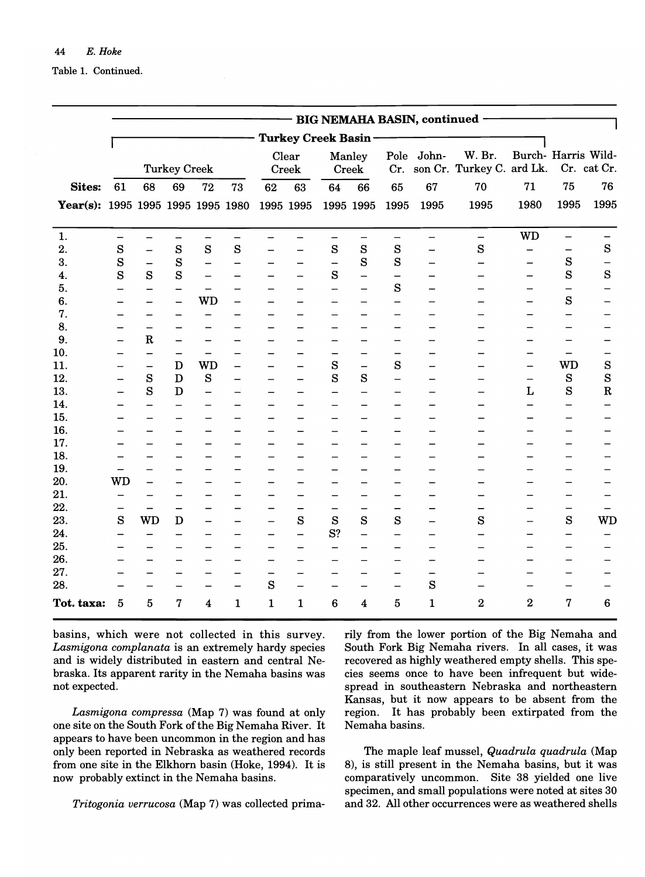Table 1. Continued.

| | BIG NEMAHA BASIN, continued | | | | | | | | | | | | | | |
|---|---|---|---|---|---|---|---|---|---|---|---|---|---|---|---|
| | Turkey Creek Basin | | | | | | | | | | | | | | |
| | Turkey Creek | | | | | Clear Creek | | Manley Creek | | Pole Cr. | Johnson Cr. | W. Br. Turkey C. | Burchard Lk. | Harris Cr. | Wildcat Cr. |
| **Sites:** | 61 | 68 | 69 | 72 | 73 | 62 | 63 | 64 | 66 | 65 | 67 | 70 | 71 | 75 | 76 |
| **Year(s):** | 1995 | 1995 | 1995 | 1995 | 1980 | 1995 | 1995 | 1995 | 1995 | 1995 | 1995 | 1995 | 1980 | 1995 | 1995 |
| 1. | – | – | – | – | – | – | – | – | – | – | – | – | WD | – | – |
| 2. | S | – | S | S | S | – | – | S | S | S | – | S | – | – | S |
| 3. | S | – | S | – | – | – | – | – | S | S | – | – | – | S | – |
| 4. | S | S | S | – | – | – | – | S | – | – | – | – | – | S | S |
| 5. | – | – | – | – | – | – | – | – | – | S | – | – | – | – | – |
| 6. | – | – | – | WD | – | – | – | – | – | – | – | – | – | S | – |
| 7. | – | – | – | – | – | – | – | – | – | – | – | – | – | – | – |
| 8. | – | – | – | – | – | – | – | – | – | – | – | – | – | – | – |
| 9. | – | R | – | – | – | – | – | – | – | – | – | – | – | – | – |
| 10. | – | – | – | – | – | – | – | – | – | – | – | – | – | – | – |
| 11. | – | – | D | WD | – | – | – | S | – | S | – | – | – | WD | S |
| 12. | – | S | D | S | – | – | – | S | S | – | – | – | – | S | S |
| 13. | – | S | D | – | – | – | – | – | – | – | – | – | L | S | R |
| 14. | – | – | – | – | – | – | – | – | – | – | – | – | – | – | – |
| 15. | – | – | – | – | – | – | – | – | – | – | – | – | – | – | – |
| 16. | – | – | – | – | – | – | – | – | – | – | – | – | – | – | – |
| 17. | – | – | – | – | – | – | – | – | – | – | – | – | – | – | – |
| 18. | – | – | – | – | – | – | – | – | – | – | – | – | – | – | – |
| 19. | – | – | – | – | – | – | – | – | – | – | – | – | – | – | – |
| 20. | WD | – | – | – | – | – | – | – | – | – | – | – | – | – | – |
| 21. | – | – | – | – | – | – | – | – | – | – | – | – | – | – | – |
| 22. | – | – | – | – | – | – | – | – | – | – | – | – | – | – | – |
| 23. | S | WD | D | – | – | – | S | S | S | S | – | S | – | S | WD |
| 24. | – | – | – | – | – | – | – | S? | – | – | – | – | – | – | – |
| 25. | – | – | – | – | – | – | – | – | – | – | – | – | – | – | – |
| 26. | – | – | – | – | – | – | – | – | – | – | – | – | – | – | – |
| 27. | – | – | – | – | – | – | – | – | – | – | – | – | – | – | – |
| 28. | – | – | – | – | – | S | – | – | – | – | S | – | – | – | – |
| **Tot. taxa:** | 5 | 5 | 7 | 4 | 1 | 1 | 1 | 6 | 4 | 5 | 1 | 2 | 2 | 7 | 6 |

basins, which were not collected in this survey. *Lasmigona complanata* is an extremely hardy species and is widely distributed in eastern and central Nebraska. Its apparent rarity in the Nemaha basins was not expected.

*Lasmigona compressa* (Map 7) was found at only one site on the South Fork of the Big Nemaha River. It appears to have been uncommon in the region and has only been reported in Nebraska as weathered records from one site in the Elkhorn basin (Hoke, 1994). It is now probably extinct in the Nemaha basins.

*Tritogonia verrucosa* (Map 7) was collected primarily from the lower portion of the Big Nemaha and South Fork Big Nemaha rivers. In all cases, it was recovered as highly weathered empty shells. This species seems once to have been infrequent but widespread in southeastern Nebraska and northeastern Kansas, but it now appears to be absent from the region. It has probably been extirpated from the Nemaha basins.

The maple leaf mussel, *Quadrula quadrula* (Map 8), is still present in the Nemaha basins, but it was comparatively uncommon. Site 38 yielded one live specimen, and small populations were noted at sites 30 and 32. All other occurrences were as weathered shells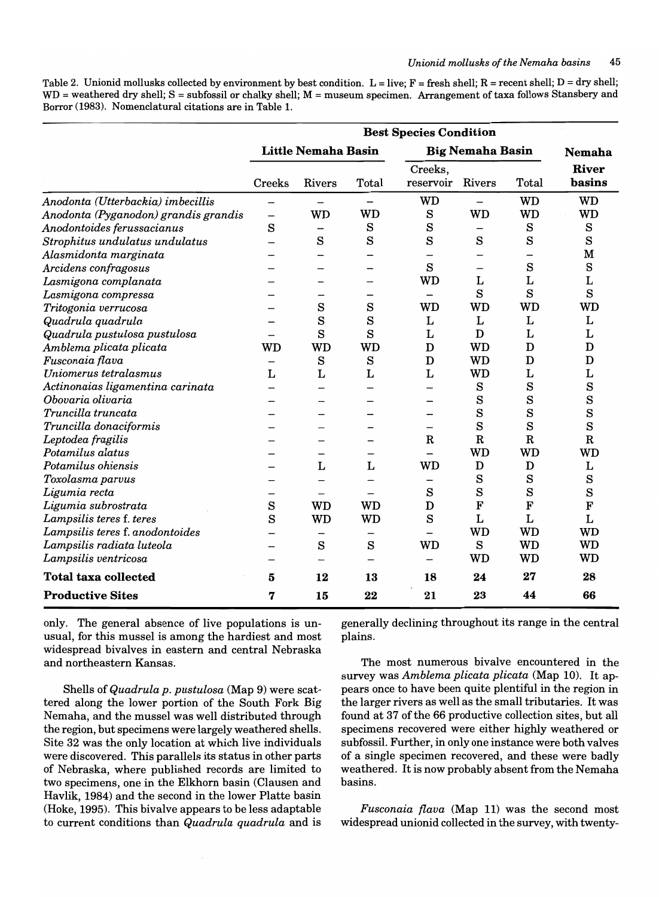Table 2. Unionid mollusks collected by environment by best condition. L = live; F = fresh shell; R = recent shell; D = dry shell; WD = weathered dry shell; S = subfossil or chalky shell; M = museum specimen. Arrangement of taxa follows Stansbery and Borror (1983). Nomenclatural citations are in Table 1.

| | Best Species Condition | | | | | | |
|---|---|---|---|---|---|---|---|
| | Little Nemaha Basin | | | Big Nemaha Basin | | | Nemaha River basins |
| | Creeks | Rivers | Total | Creeks, reservoir | Rivers | Total | |
| *Anodonta (Utterbackia) imbecillis* | – | – | – | WD | – | WD | WD |
| *Anodonta (Pyganodon) grandis grandis* | – | WD | WD | S | WD | WD | WD |
| *Anodontoides ferussacianus* | S | – | S | S | – | S | S |
| *Strophitus undulatus undulatus* | – | S | S | S | S | S | S |
| *Alasmidonta marginata* | – | – | – | – | – | – | M |
| *Arcidens confragosus* | – | – | – | S | – | S | S |
| *Lasmigona complanata* | – | – | – | WD | L | L | L |
| *Lasmigona compressa* | – | – | – | – | S | S | S |
| *Tritogonia verrucosa* | – | S | S | WD | WD | WD | WD |
| *Quadrula quadrula* | – | S | S | L | L | L | L |
| *Quadrula pustulosa pustulosa* | – | S | S | L | D | L | L |
| *Amblema plicata plicata* | WD | WD | WD | D | WD | D | D |
| *Fusconaia flava* | – | S | S | D | WD | D | D |
| *Uniomerus tetralasmus* | L | L | L | L | WD | L | L |
| *Actinonaias ligamentina carinata* | – | – | – | – | S | S | S |
| *Obovaria olivaria* | – | – | – | – | S | S | S |
| *Truncilla truncata* | – | – | – | – | S | S | S |
| *Truncilla donaciformis* | – | – | – | – | S | S | S |
| *Leptodea fragilis* | – | – | – | R | R | R | R |
| *Potamilus alatus* | – | – | – | – | WD | WD | WD |
| *Potamilus ohiensis* | – | L | L | WD | D | D | L |
| *Toxolasma parvus* | – | – | – | – | S | S | S |
| *Ligumia recta* | – | – | – | S | S | S | S |
| *Ligumia subrostrata* | S | WD | WD | D | F | F | F |
| *Lampsilis teres* f. *teres* | S | WD | WD | S | L | L | L |
| *Lampsilis teres* f. *anodontoides* | – | – | – | – | WD | WD | WD |
| *Lampsilis radiata luteola* | – | S | S | WD | S | WD | WD |
| *Lampsilis ventricosa* | – | – | – | – | WD | WD | WD |
| **Total taxa collected** | **5** | **12** | **13** | **18** | **24** | **27** | **28** |
| **Productive Sites** | **7** | **15** | **22** | **21** | **23** | **44** | **66** |

only. The general absence of live populations is unusual, for this mussel is among the hardiest and most widespread bivalves in eastern and central Nebraska and northeastern Kansas.

Shells of *Quadrula p. pustulosa* (Map 9) were scattered along the lower portion of the South Fork Big Nemaha, and the mussel was well distributed through the region, but specimens were largely weathered shells. Site 32 was the only location at which live individuals were discovered. This parallels its status in other parts of Nebraska, where published records are limited to two specimens, one in the Elkhorn basin (Clausen and Havlik, 1984) and the second in the lower Platte basin (Hoke, 1995). This bivalve appears to be less adaptable to current conditions than *Quadrula quadrula* and is generally declining throughout its range in the central plains.

The most numerous bivalve encountered in the survey was *Amblema plicata plicata* (Map 10). It appears once to have been quite plentiful in the region in the larger rivers as well as the small tributaries. It was found at 37 of the 66 productive collection sites, but all specimens recovered were either highly weathered or subfossil. Further, in only one instance were both valves of a single specimen recovered, and these were badly weathered. It is now probably absent from the Nemaha basins.

*Fusconaia flava* (Map 11) was the second most widespread unionid collected in the survey, with twenty-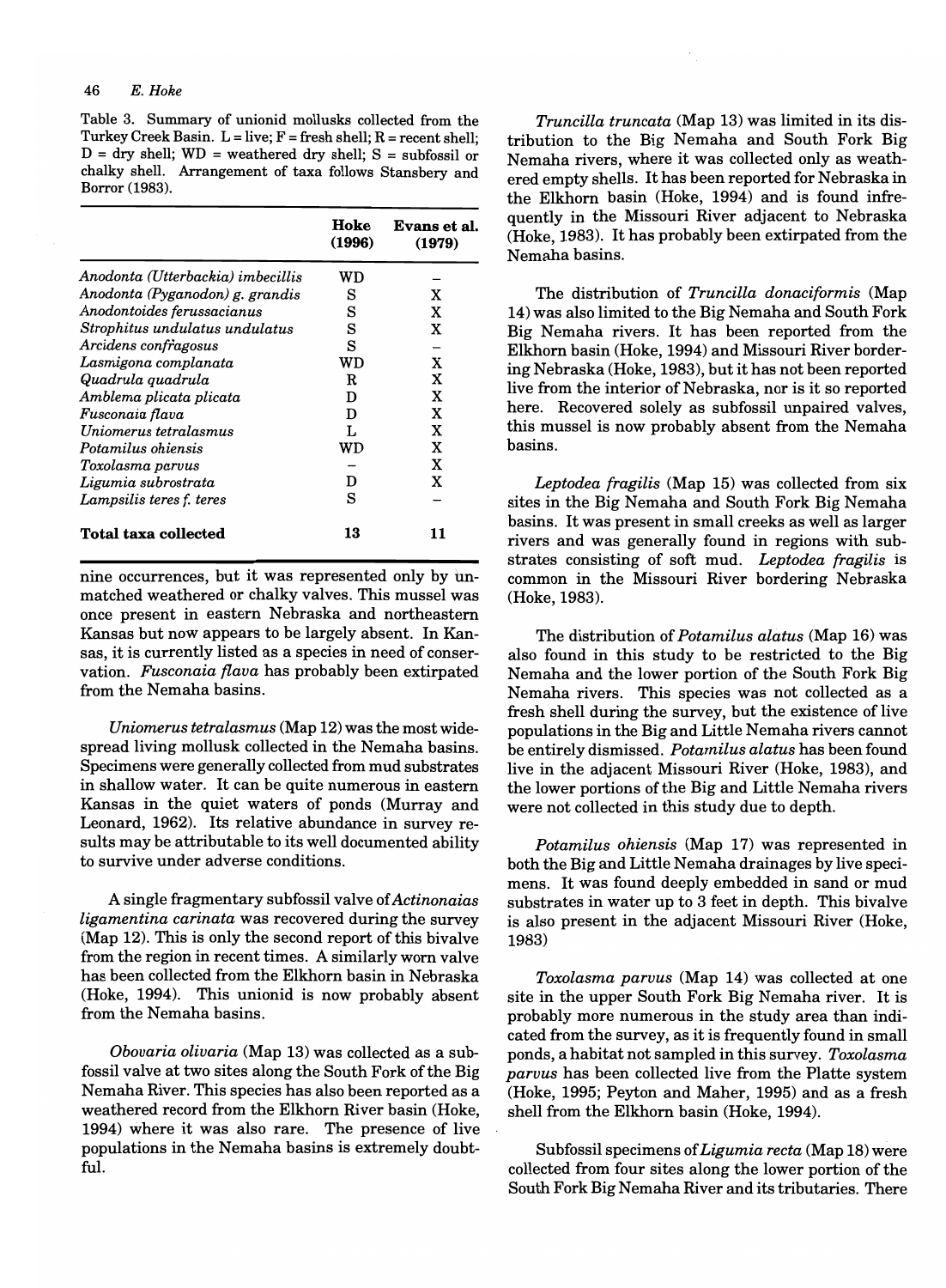Table 3. Summary of unionid mollusks collected from the Turkey Creek Basin. L = live; F = fresh shell; R = recent shell; D = dry shell; WD = weathered dry shell; S = subfossil or chalky shell. Arrangement of taxa follows Stansbery and Borror (1983).

| | Hoke (1996) | Evans et al. (1979) |
|---|---|---|
| *Anodonta (Utterbackia) imbecillis* | WD | – |
| *Anodonta (Pyganodon) g. grandis* | S | X |
| *Anodontoides ferussacianus* | S | X |
| *Strophitus undulatus undulatus* | S | X |
| *Arcidens confragosus* | S | – |
| *Lasmigona complanata* | WD | X |
| *Quadrula quadrula* | R | X |
| *Amblema plicata plicata* | D | X |
| *Fusconaia flava* | D | X |
| *Uniomerus tetralasmus* | L | X |
| *Potamilus ohiensis* | WD | X |
| *Toxolasma parvus* | – | X |
| *Ligumia subrostrata* | D | X |
| *Lampsilis teres f. teres* | S | – |
| **Total taxa collected** | 13 | 11 |

nine occurrences, but it was represented only by unmatched weathered or chalky valves. This mussel was once present in eastern Nebraska and northeastern Kansas but now appears to be largely absent. In Kansas, it is currently listed as a species in need of conservation. *Fusconaia flava* has probably been extirpated from the Nemaha basins.

*Uniomerus tetralasmus* (Map 12) was the most widespread living mollusk collected in the Nemaha basins. Specimens were generally collected from mud substrates in shallow water. It can be quite numerous in eastern Kansas in the quiet waters of ponds (Murray and Leonard, 1962). Its relative abundance in survey results may be attributable to its well documented ability to survive under adverse conditions.

A single fragmentary subfossil valve of *Actinonaias ligamentina carinata* was recovered during the survey (Map 12). This is only the second report of this bivalve from the region in recent times. A similarly worn valve has been collected from the Elkhorn basin in Nebraska (Hoke, 1994). This unionid is now probably absent from the Nemaha basins.

*Obovaria olivaria* (Map 13) was collected as a subfossil valve at two sites along the South Fork of the Big Nemaha River. This species has also been reported as a weathered record from the Elkhorn River basin (Hoke, 1994) where it was also rare. The presence of live populations in the Nemaha basins is extremely doubtful.

*Truncilla truncata* (Map 13) was limited in its distribution to the Big Nemaha and South Fork Big Nemaha rivers, where it was collected only as weathered empty shells. It has been reported for Nebraska in the Elkhorn basin (Hoke, 1994) and is found infrequently in the Missouri River adjacent to Nebraska (Hoke, 1983). It has probably been extirpated from the Nemaha basins.

The distribution of *Truncilla donaciformis* (Map 14) was also limited to the Big Nemaha and South Fork Big Nemaha rivers. It has been reported from the Elkhorn basin (Hoke, 1994) and Missouri River bordering Nebraska (Hoke, 1983), but it has not been reported live from the interior of Nebraska, nor is it so reported here. Recovered solely as subfossil unpaired valves, this mussel is now probably absent from the Nemaha basins.

*Leptodea fragilis* (Map 15) was collected from six sites in the Big Nemaha and South Fork Big Nemaha basins. It was present in small creeks as well as larger rivers and was generally found in regions with substrates consisting of soft mud. *Leptodea fragilis* is common in the Missouri River bordering Nebraska (Hoke, 1983).

The distribution of *Potamilus alatus* (Map 16) was also found in this study to be restricted to the Big Nemaha and the lower portion of the South Fork Big Nemaha rivers. This species was not collected as a fresh shell during the survey, but the existence of live populations in the Big and Little Nemaha rivers cannot be entirely dismissed. *Potamilus alatus* has been found live in the adjacent Missouri River (Hoke, 1983), and the lower portions of the Big and Little Nemaha rivers were not collected in this study due to depth.

*Potamilus ohiensis* (Map 17) was represented in both the Big and Little Nemaha drainages by live specimens. It was found deeply embedded in sand or mud substrates in water up to 3 feet in depth. This bivalve is also present in the adjacent Missouri River (Hoke, 1983)

*Toxolasma parvus* (Map 14) was collected at one site in the upper South Fork Big Nemaha river. It is probably more numerous in the study area than indicated from the survey, as it is frequently found in small ponds, a habitat not sampled in this survey. *Toxolasma parvus* has been collected live from the Platte system (Hoke, 1995; Peyton and Maher, 1995) and as a fresh shell from the Elkhorn basin (Hoke, 1994).

Subfossil specimens of *Ligumia recta* (Map 18) were collected from four sites along the lower portion of the South Fork Big Nemaha River and its tributaries. There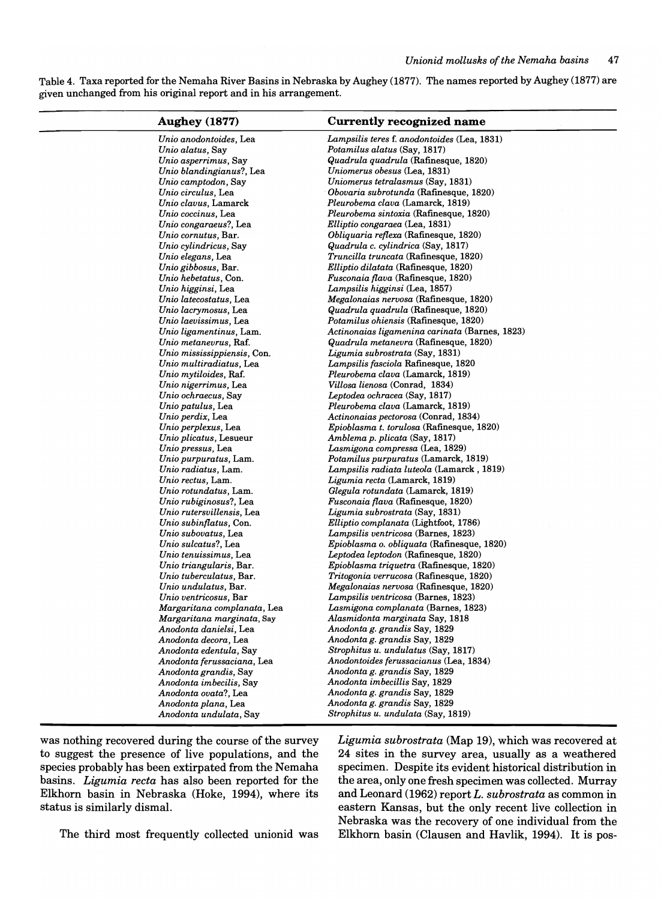Table 4. Taxa reported for the Nemaha River Basins in Nebraska by Aughey (1877). The names reported by Aughey (1877) are given unchanged from his original report and in his arrangement.

| Aughey (1877) | Currently recognized name |
| --- | --- |
| *Unio anodontoides*, Lea | *Lampsilis teres* f. *anodontoides* (Lea, 1831) |
| *Unio alatus*, Say | *Potamilus alatus* (Say, 1817) |
| *Unio asperrimus*, Say | *Quadrula quadrula* (Rafinesque, 1820) |
| *Unio blandingianus*?, Lea | *Uniomerus obesus* (Lea, 1831) |
| *Unio camptodon*, Say | *Uniomerus tetralasmus* (Say, 1831) |
| *Unio circulus*, Lea | *Obovaria subrotunda* (Rafinesque, 1820) |
| *Unio clavus*, Lamarck | *Pleurobema clava* (Lamarck, 1819) |
| *Unio coccinus*, Lea | *Pleurobema sintoxia* (Rafinesque, 1820) |
| *Unio congaraeus*?, Lea | *Elliptio congaraea* (Lea, 1831) |
| *Unio cornutus*, Bar. | *Obliquaria reflexa* (Rafinesque, 1820) |
| *Unio cylindricus*, Say | *Quadrula c. cylindrica* (Say, 1817) |
| *Unio elegans*, Lea | *Truncilla truncata* (Rafinesque, 1820) |
| *Unio gibbosus*, Bar. | *Elliptio dilatata* (Rafinesque, 1820) |
| *Unio hebetatus*, Con. | *Fusconaia flava* (Rafinesque, 1820) |
| *Unio higginsi*, Lea | *Lampsilis higginsi* (Lea, 1857) |
| *Unio latecostatus*, Lea | *Megalonaias nervosa* (Rafinesque, 1820) |
| *Unio lacrymosus*, Lea | *Quadrula quadrula* (Rafinesque, 1820) |
| *Unio laevissimus*, Lea | *Potamilus ohiensis* (Rafinesque, 1820) |
| *Unio ligamentinus*, Lam. | *Actinonaias ligamenina carinata* (Barnes, 1823) |
| *Unio metanevrus*, Raf. | *Quadrula metanevra* (Rafinesque, 1820) |
| *Unio mississippiensis*, Con. | *Ligumia subrostrata* (Say, 1831) |
| *Unio multiradiatus*, Lea | *Lampsilis fasciola* Rafinesque, 1820 |
| *Unio mytiloides*, Raf. | *Pleurobema clava* (Lamarck, 1819) |
| *Unio nigerrimus*, Lea | *Villosa lienosa* (Conrad, 1834) |
| *Unio ochraecus*, Say | *Leptodea ochracea* (Say, 1817) |
| *Unio patulus*, Lea | *Pleurobema clava* (Lamarck, 1819) |
| *Unio perdix*, Lea | *Actinonaias pectorosa* (Conrad, 1834) |
| *Unio perplexus*, Lea | *Epioblasma t. torulosa* (Rafinesque, 1820) |
| *Unio plicatus*, Lesueur | *Amblema p. plicata* (Say, 1817) |
| *Unio pressus*, Lea | *Lasmigona compressa* (Lea, 1829) |
| *Unio purpuratus*, Lam. | *Potamilus purpuratus* (Lamarck, 1819) |
| *Unio radiatus*, Lam. | *Lampsilis radiata luteola* (Lamarck , 1819) |
| *Unio rectus*, Lam. | *Ligumia recta* (Lamarck, 1819) |
| *Unio rotundatus*, Lam. | *Glegula rotundata* (Lamarck, 1819) |
| *Unio rubiginosus*?, Lea | *Fusconaia flava* (Rafinesque, 1820) |
| *Unio rutersvillensis*, Lea | *Ligumia subrostrata* (Say, 1831) |
| *Unio subinflatus*, Con. | *Elliptio complanata* (Lightfoot, 1786) |
| *Unio subovatus*, Lea | *Lampsilis ventricosa* (Barnes, 1823) |
| *Unio sulcatus*?, Lea | *Epioblasma o. obliquata* (Rafinesque, 1820) |
| *Unio tenuissimus*, Lea | *Leptodea leptodon* (Rafinesque, 1820) |
| *Unio triangularis*, Bar. | *Epioblasma triquetra* (Rafinesque, 1820) |
| *Unio tuberculatus*, Bar. | *Tritogonia verrucosa* (Rafinesque, 1820) |
| *Unio undulatus*, Bar. | *Megalonaias nervosa* (Rafinesque, 1820) |
| *Unio ventricosus*, Bar | *Lampsilis ventricosa* (Barnes, 1823) |
| *Margaritana complanata*, Lea | *Lasmigona complanata* (Barnes, 1823) |
| *Margaritana marginata*, Say | *Alasmidonta marginata* Say, 1818 |
| *Anodonta danielsi*, Lea | *Anodonta g. grandis* Say, 1829 |
| *Anodonta decora*, Lea | *Anodonta g. grandis* Say, 1829 |
| *Anodonta edentula*, Say | *Strophitus u. undulatus* (Say, 1817) |
| *Anodonta ferussaciana*, Lea | *Anodontoides ferussacianus* (Lea, 1834) |
| *Anodonta grandis*, Say | *Anodonta g. grandis* Say, 1829 |
| *Anodonta imbecilis*, Say | *Anodonta imbecillis* Say, 1829 |
| *Anodonta ovata*?, Lea | *Anodonta g. grandis* Say, 1829 |
| *Anodonta plana*, Lea | *Anodonta g. grandis* Say, 1829 |
| *Anodonta undulata*, Say | *Strophitus u. undulata* (Say, 1819) |

was nothing recovered during the course of the survey to suggest the presence of live populations, and the species probably has been extirpated from the Nemaha basins. *Ligumia recta* has also been reported for the Elkhorn basin in Nebraska (Hoke, 1994), where its status is similarly dismal.

The third most frequently collected unionid was *Ligumia subrostrata* (Map 19), which was recovered at 24 sites in the survey area, usually as a weathered specimen. Despite its evident historical distribution in the area, only one fresh specimen was collected. Murray and Leonard (1962) report *L. subrostrata* as common in eastern Kansas, but the only recent live collection in Nebraska was the recovery of one individual from the Elkhorn basin (Clausen and Havlik, 1994). It is pos-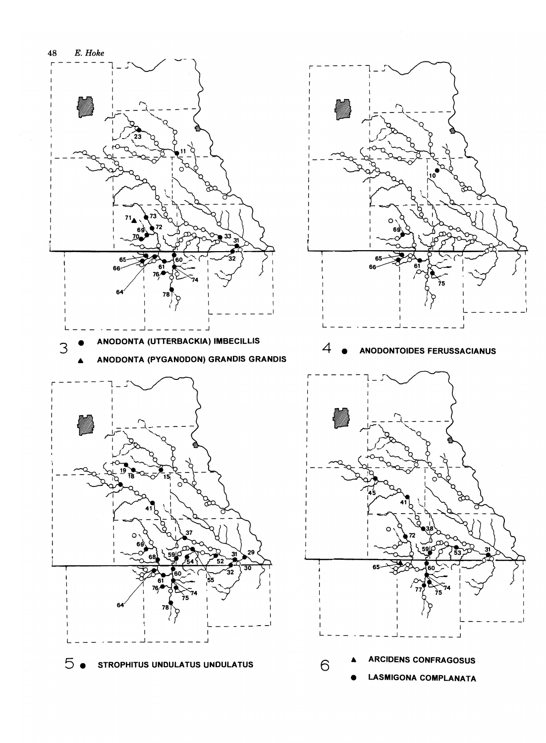3 ● ANODONTA (UTTERBACKIA) IMBECILLIS

▲ ANODONTA (PYGANODON) GRANDIS GRANDIS

4 ● ANODONTOIDES FERUSSACIANUS

5 ● STROPHITUS UNDULATUS UNDULATUS

6 ▲ ARCIDENS CONFRAGOSUS

● LASMIGONA COMPLANATA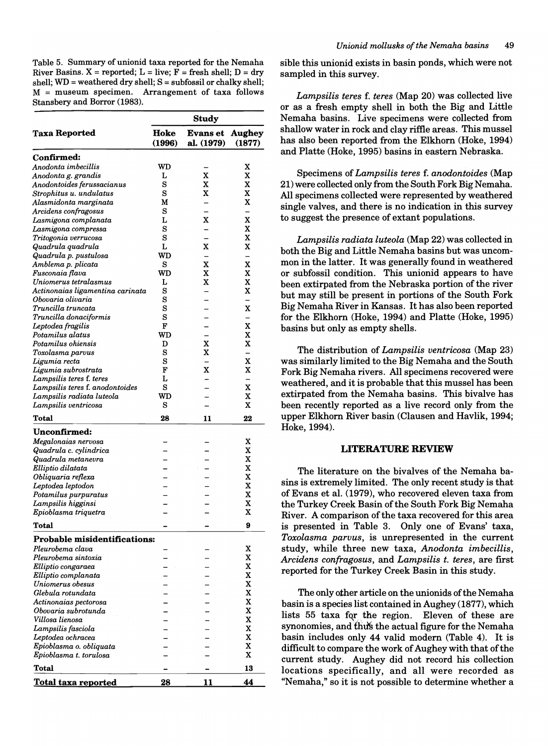Table 5. Summary of unionid taxa reported for the Nemaha River Basins. X = reported; L = live; F = fresh shell; D = dry shell; WD = weathered dry shell; S = subfossil or chalky shell; M = museum specimen. Arrangement of taxa follows Stansbery and Borror (1983).

| Taxa Reported | Study | | |
|---|---|---|---|
| | Hoke (1996) | Evans et al. (1979) | Aughey (1877) |
| **Confirmed:** | | | |
| *Anodonta imbecillis* | WD | – | X |
| *Anodonta g. grandis* | L | X | X |
| *Anodontoides ferussacianus* | S | X | X |
| *Strophitus u. undulatus* | S | X | X |
| *Alasmidonta marginata* | M | – | X |
| *Arcidens confragosus* | S | – | – |
| *Lasmigona complanata* | L | X | X |
| *Lasmigona compressa* | S | – | X |
| *Tritogonia verrucosa* | S | – | X |
| *Quadrula quadrula* | L | X | X |
| *Quadrula p. pustulosa* | WD | – | – |
| *Amblema p. plicata* | S | X | X |
| *Fusconaia flava* | WD | X | X |
| *Uniomerus tetralasmus* | L | X | X |
| *Actinonaias ligamentina carinata* | S | – | X |
| *Obovaria olivaria* | S | – | – |
| *Truncilla truncata* | S | – | X |
| *Truncilla donaciformis* | S | – | – |
| *Leptodea fragilis* | F | – | X |
| *Potamilus alatus* | WD | – | X |
| *Potamilus ohiensis* | D | X | X |
| *Toxolasma parvus* | S | X | – |
| *Ligumia recta* | S | – | X |
| *Ligumia subrostrata* | F | X | X |
| *Lampsilis teres f. teres* | L | – | – |
| *Lampsilis teres f. anodontoides* | S | – | X |
| *Lampsilis radiata luteola* | WD | – | X |
| *Lampsilis ventricosa* | S | – | X |
| **Total** | **28** | **11** | **22** |
| **Unconfirmed:** | | | |
| *Megalonaias nervosa* | – | – | X |
| *Quadrula c. cylindrica* | – | – | X |
| *Quadrula metanevra* | – | – | X |
| *Elliptio dilatata* | – | – | X |
| *Obliquaria reflexa* | – | – | X |
| *Leptodea leptodon* | – | – | X |
| *Potamilus purpuratus* | – | – | X |
| *Lampsilis higginsi* | – | – | X |
| *Epioblasma triquetra* | – | – | X |
| **Total** | **–** | **–** | **9** |
| **Probable misidentifications:** | | | |
| *Pleurobema clava* | – | – | X |
| *Pleurobema sintoxia* | – | – | X |
| *Elliptio congaraea* | – | – | X |
| *Elliptio complanata* | – | – | X |
| *Uniomerus obesus* | – | – | X |
| *Glebula rotundata* | – | – | X |
| *Actinonaias pectorosa* | – | – | X |
| *Obovaria subrotunda* | – | – | X |
| *Villosa lienosa* | – | – | X |
| *Lampsilis fasciola* | – | – | X |
| *Leptodea ochracea* | – | – | X |
| *Epioblasma o. obliquata* | – | – | X |
| *Epioblasma t. torulosa* | – | – | X |
| **Total** | **–** | **–** | **13** |
| **Total taxa reported** | **28** | **11** | **44** |

sible this unionid exists in basin ponds, which were not sampled in this survey.

*Lampsilis teres* f. *teres* (Map 20) was collected live or as a fresh empty shell in both the Big and Little Nemaha basins. Live specimens were collected from shallow water in rock and clay riffle areas. This mussel has also been reported from the Elkhorn (Hoke, 1994) and Platte (Hoke, 1995) basins in eastern Nebraska.

Specimens of *Lampsilis teres* f. *anodontoides* (Map 21) were collected only from the South Fork Big Nemaha. All specimens collected were represented by weathered single valves, and there is no indication in this survey to suggest the presence of extant populations.

*Lampsilis radiata luteola* (Map 22) was collected in both the Big and Little Nemaha basins but was uncommon in the latter. It was generally found in weathered or subfossil condition. This unionid appears to have been extirpated from the Nebraska portion of the river but may still be present in portions of the South Fork Big Nemaha River in Kansas. It has also been reported for the Elkhorn (Hoke, 1994) and Platte (Hoke, 1995) basins but only as empty shells.

The distribution of *Lampsilis ventricosa* (Map 23) was similarly limited to the Big Nemaha and the South Fork Big Nemaha rivers. All specimens recovered were weathered, and it is probable that this mussel has been extirpated from the Nemaha basins. This bivalve has been recently reported as a live record only from the upper Elkhorn River basin (Clausen and Havlik, 1994; Hoke, 1994).

## LITERATURE REVIEW

The literature on the bivalves of the Nemaha basins is extremely limited. The only recent study is that of Evans et al. (1979), who recovered eleven taxa from the Turkey Creek Basin of the South Fork Big Nemaha River. A comparison of the taxa recovered for this area is presented in Table 3. Only one of Evans' taxa, *Toxolasma parvus*, is unrepresented in the current study, while three new taxa, *Anodonta imbecillis*, *Arcidens confragosus*, and *Lampsilis t. teres*, are first reported for the Turkey Creek Basin in this study.

The only other article on the unionids of the Nemaha basin is a species list contained in Aughey (1877), which lists 55 taxa for the region. Eleven of these are synonomies, and thus the actual figure for the Nemaha basin includes only 44 valid modern (Table 4). It is difficult to compare the work of Aughey with that of the current study. Aughey did not record his collection locations specifically, and all were recorded as "Nemaha," so it is not possible to determine whether a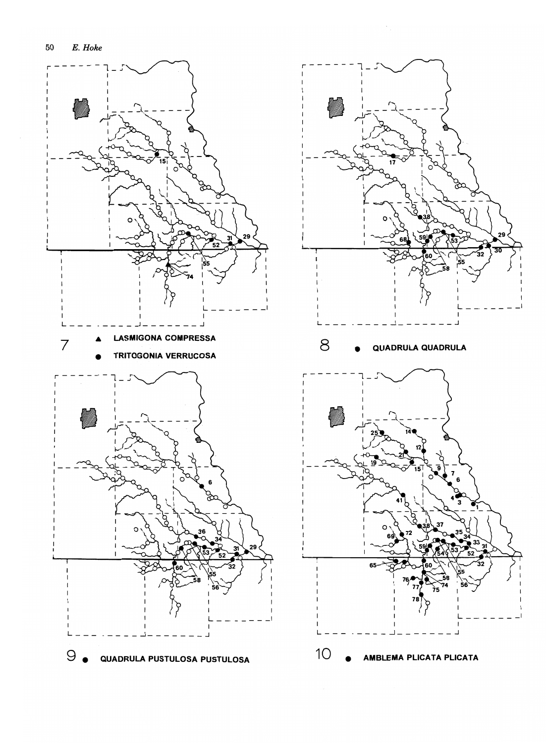7 ▲ LASMIGONA COMPRESSA

● TRITOGONIA VERRUCOSA

8 ● QUADRULA QUADRULA

9 ● QUADRULA PUSTULOSA PUSTULOSA

10 ● AMBLEMA PLICATA PLICATA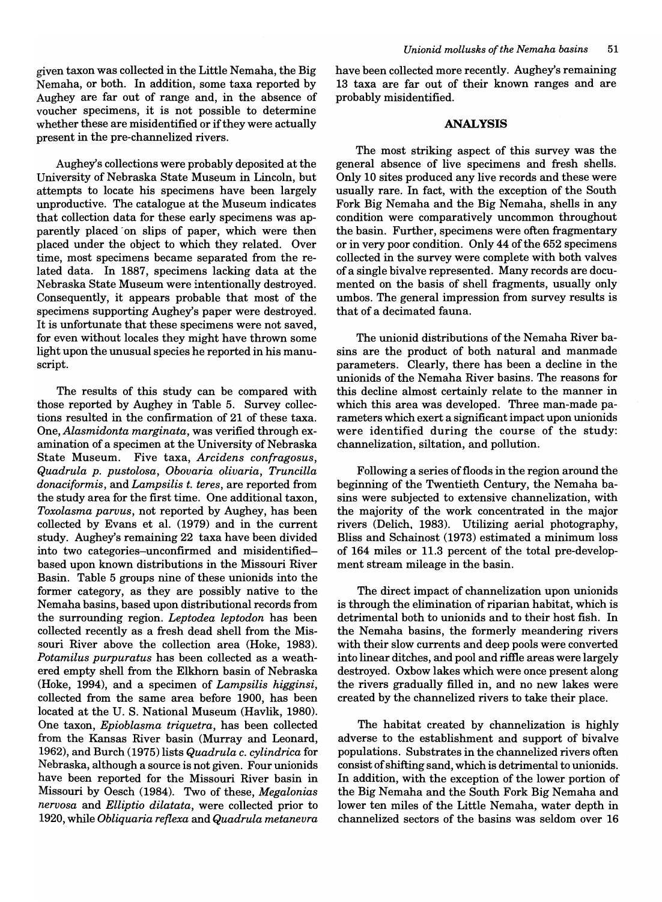given taxon was collected in the Little Nemaha, the Big Nemaha, or both. In addition, some taxa reported by Aughey are far out of range and, in the absence of voucher specimens, it is not possible to determine whether these are misidentified or if they were actually present in the pre-channelized rivers.

Aughey's collections were probably deposited at the University of Nebraska State Museum in Lincoln, but attempts to locate his specimens have been largely unproductive. The catalogue at the Museum indicates that collection data for these early specimens was apparently placed on slips of paper, which were then placed under the object to which they related. Over time, most specimens became separated from the related data. In 1887, specimens lacking data at the Nebraska State Museum were intentionally destroyed. Consequently, it appears probable that most of the specimens supporting Aughey's paper were destroyed. It is unfortunate that these specimens were not saved, for even without locales they might have thrown some light upon the unusual species he reported in his manuscript.

The results of this study can be compared with those reported by Aughey in Table 5. Survey collections resulted in the confirmation of 21 of these taxa. One, *Alasmidonta marginata*, was verified through examination of a specimen at the University of Nebraska State Museum. Five taxa, *Arcidens confragosus*, *Quadrula p. pustolosa*, *Obovaria olivaria*, *Truncilla donaciformis*, and *Lampsilis t. teres*, are reported from the study area for the first time. One additional taxon, *Toxolasma parvus*, not reported by Aughey, has been collected by Evans et al. (1979) and in the current study. Aughey's remaining 22 taxa have been divided into two categories–unconfirmed and misidentified–based upon known distributions in the Missouri River Basin. Table 5 groups nine of these unionids into the former category, as they are possibly native to the Nemaha basins, based upon distributional records from the surrounding region. *Leptodea leptodon* has been collected recently as a fresh dead shell from the Missouri River above the collection area (Hoke, 1983). *Potamilus purpuratus* has been collected as a weathered empty shell from the Elkhorn basin of Nebraska (Hoke, 1994), and a specimen of *Lampsilis higginsi*, collected from the same area before 1900, has been located at the U. S. National Museum (Havlik, 1980). One taxon, *Epioblasma triquetra*, has been collected from the Kansas River basin (Murray and Leonard, 1962), and Burch (1975) lists *Quadrula c. cylindrica* for Nebraska, although a source is not given. Four unionids have been reported for the Missouri River basin in Missouri by Oesch (1984). Two of these, *Megalonias nervosa* and *Elliptio dilatata*, were collected prior to 1920, while *Obliquaria reflexa* and *Quadrula metanevra* have been collected more recently. Aughey's remaining 13 taxa are far out of their known ranges and are probably misidentified.

## ANALYSIS

The most striking aspect of this survey was the general absence of live specimens and fresh shells. Only 10 sites produced any live records and these were usually rare. In fact, with the exception of the South Fork Big Nemaha and the Big Nemaha, shells in any condition were comparatively uncommon throughout the basin. Further, specimens were often fragmentary or in very poor condition. Only 44 of the 652 specimens collected in the survey were complete with both valves of a single bivalve represented. Many records are documented on the basis of shell fragments, usually only umbos. The general impression from survey results is that of a decimated fauna.

The unionid distributions of the Nemaha River basins are the product of both natural and manmade parameters. Clearly, there has been a decline in the unionids of the Nemaha River basins. The reasons for this decline almost certainly relate to the manner in which this area was developed. Three man-made parameters which exert a significant impact upon unionids were identified during the course of the study: channelization, siltation, and pollution.

Following a series of floods in the region around the beginning of the Twentieth Century, the Nemaha basins were subjected to extensive channelization, with the majority of the work concentrated in the major rivers (Delich, 1983). Utilizing aerial photography, Bliss and Schainost (1973) estimated a minimum loss of 164 miles or 11.3 percent of the total pre-development stream mileage in the basin.

The direct impact of channelization upon unionids is through the elimination of riparian habitat, which is detrimental both to unionids and to their host fish. In the Nemaha basins, the formerly meandering rivers with their slow currents and deep pools were converted into linear ditches, and pool and riffle areas were largely destroyed. Oxbow lakes which were once present along the rivers gradually filled in, and no new lakes were created by the channelized rivers to take their place.

The habitat created by channelization is highly adverse to the establishment and support of bivalve populations. Substrates in the channelized rivers often consist of shifting sand, which is detrimental to unionids. In addition, with the exception of the lower portion of the Big Nemaha and the South Fork Big Nemaha and lower ten miles of the Little Nemaha, water depth in channelized sectors of the basins was seldom over 16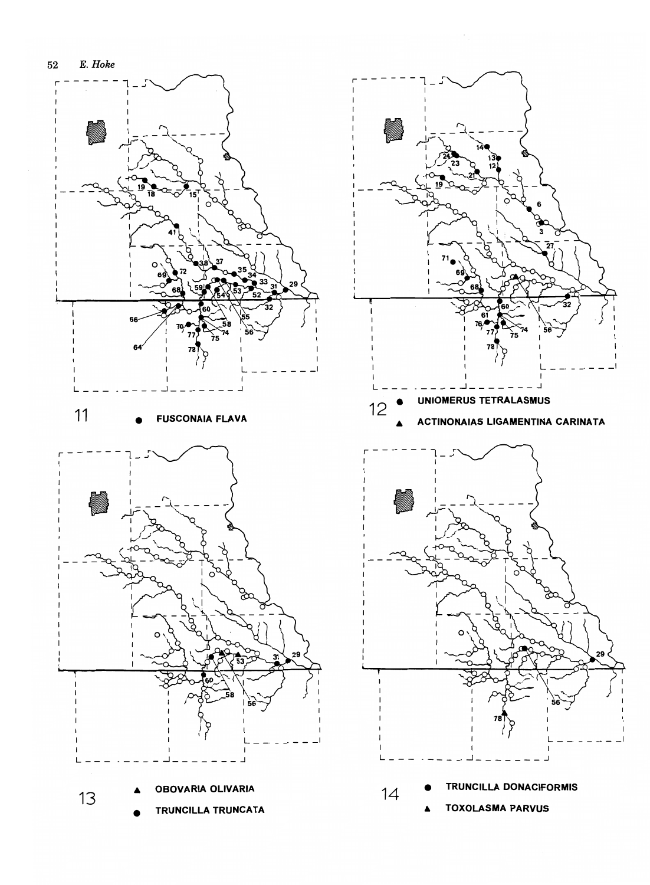11 ● FUSCONAIA FLAVA

12 ● UNIOMERUS TETRALASMUS
▲ ACTINONAIAS LIGAMENTINA CARINATA

13 ▲ OBOVARIA OLIVARIA
● TRUNCILLA TRUNCATA

14 ● TRUNCILLA DONACIFORMIS
▲ TOXOLASMA PARVUS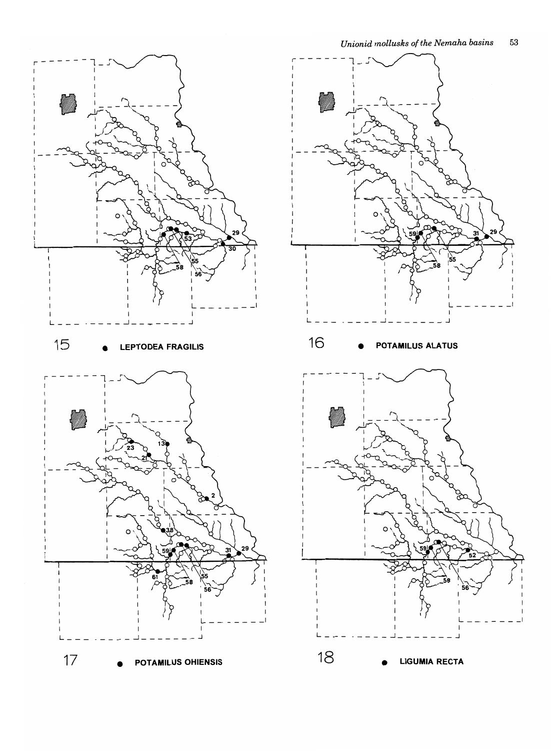15 ● LEPTODEA FRAGILIS

16 ● POTAMILUS ALATUS

17 ● POTAMILUS OHIENSIS

18 ● LIGUMIA RECTA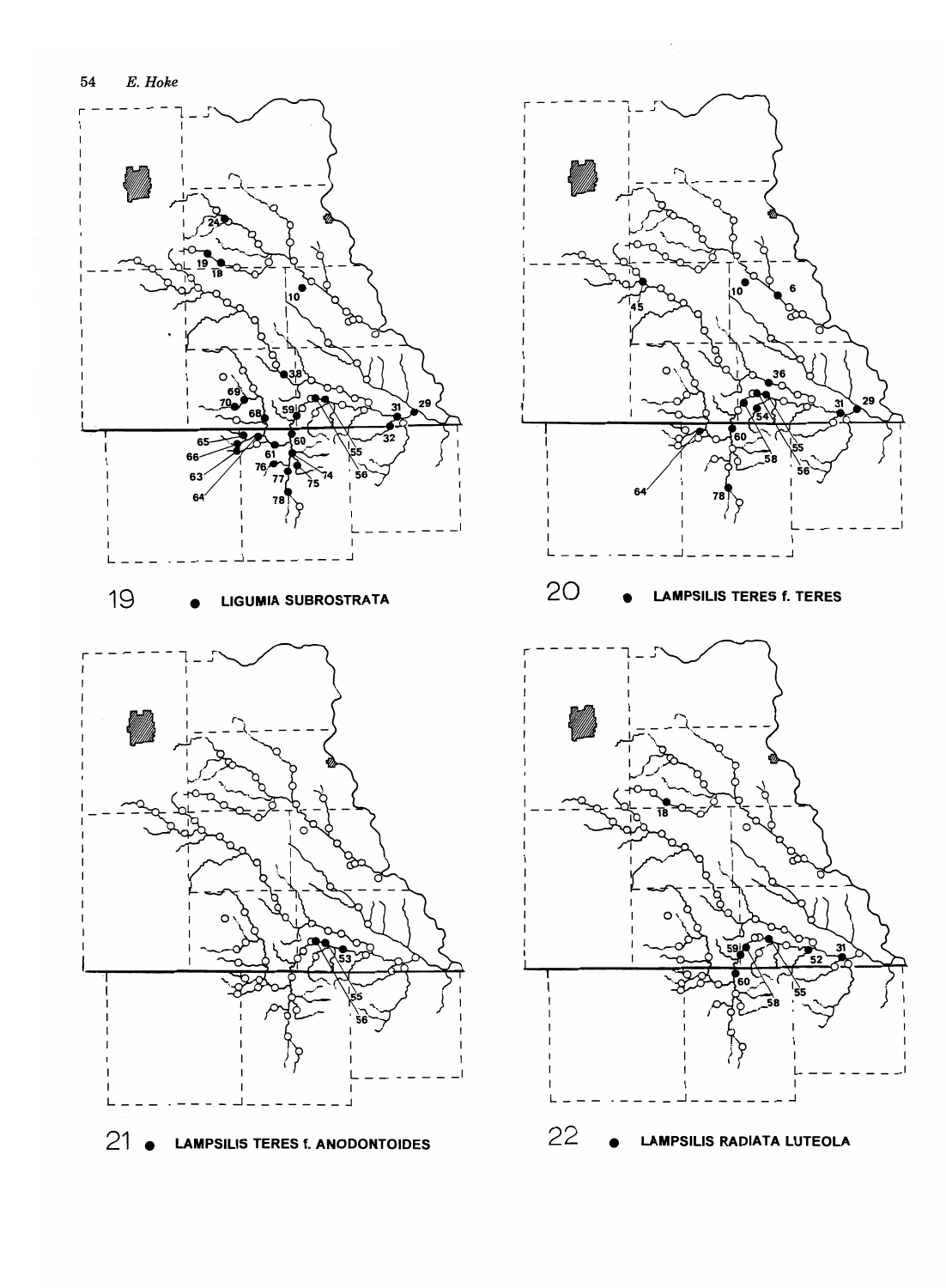19 ● LIGUMIA SUBROSTRATA

20 ● LAMPSILIS TERES f. TERES

21 ● LAMPSILIS TERES f. ANODONTOIDES

22 ● LAMPSILIS RADIATA LUTEOLA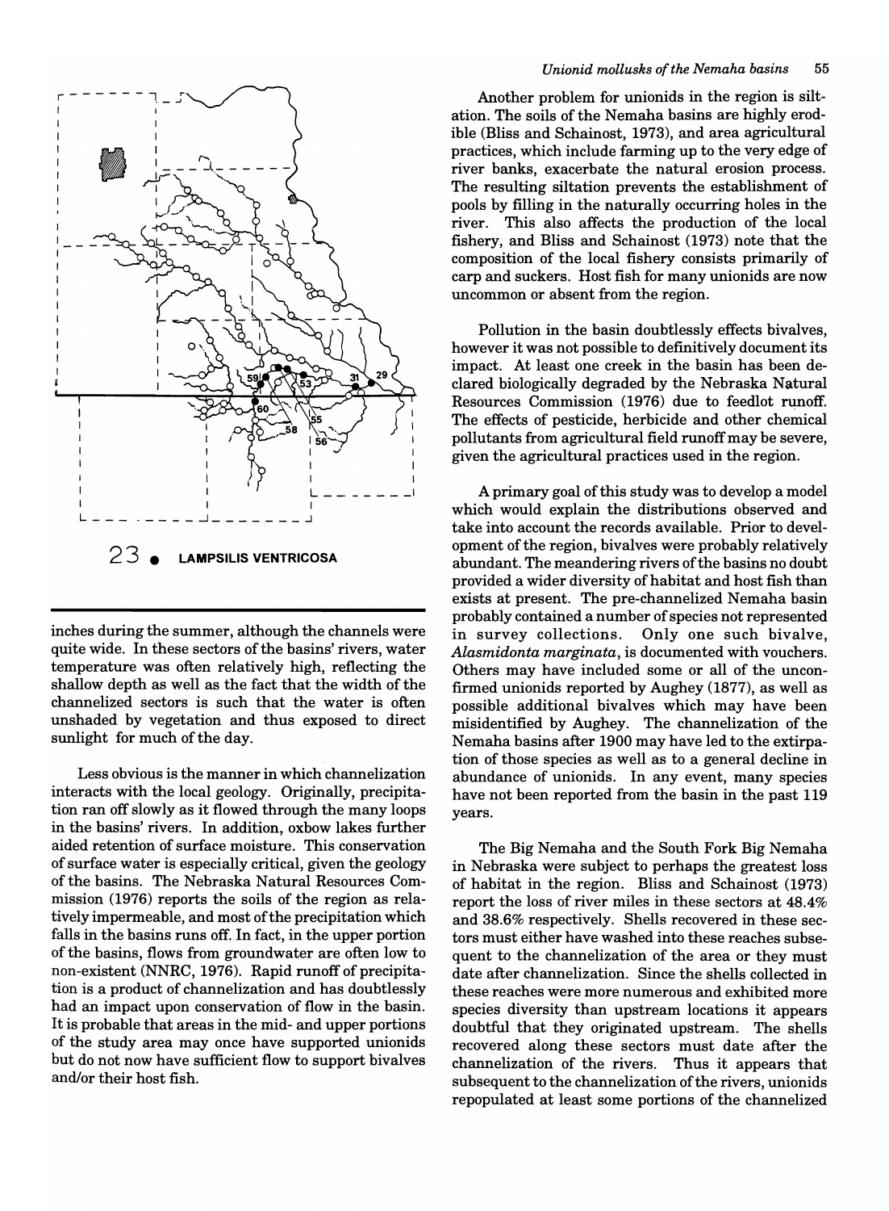23 ● **LAMPSILIS VENTRICOSA**

inches during the summer, although the channels were quite wide. In these sectors of the basins' rivers, water temperature was often relatively high, reflecting the shallow depth as well as the fact that the width of the channelized sectors is such that the water is often unshaded by vegetation and thus exposed to direct sunlight for much of the day.

Less obvious is the manner in which channelization interacts with the local geology. Originally, precipitation ran off slowly as it flowed through the many loops in the basins' rivers. In addition, oxbow lakes further aided retention of surface moisture. This conservation of surface water is especially critical, given the geology of the basins. The Nebraska Natural Resources Commission (1976) reports the soils of the region as relatively impermeable, and most of the precipitation which falls in the basins runs off. In fact, in the upper portion of the basins, flows from groundwater are often low to non-existent (NNRC, 1976). Rapid runoff of precipitation is a product of channelization and has doubtlessly had an impact upon conservation of flow in the basin. It is probable that areas in the mid- and upper portions of the study area may once have supported unionids but do not now have sufficient flow to support bivalves and/or their host fish.

Another problem for unionids in the region is siltation. The soils of the Nemaha basins are highly erodible (Bliss and Schainost, 1973), and area agricultural practices, which include farming up to the very edge of river banks, exacerbate the natural erosion process. The resulting siltation prevents the establishment of pools by filling in the naturally occurring holes in the river. This also affects the production of the local fishery, and Bliss and Schainost (1973) note that the composition of the local fishery consists primarily of carp and suckers. Host fish for many unionids are now uncommon or absent from the region.

Pollution in the basin doubtlessly effects bivalves, however it was not possible to definitively document its impact. At least one creek in the basin has been declared biologically degraded by the Nebraska Natural Resources Commission (1976) due to feedlot runoff. The effects of pesticide, herbicide and other chemical pollutants from agricultural field runoff may be severe, given the agricultural practices used in the region.

A primary goal of this study was to develop a model which would explain the distributions observed and take into account the records available. Prior to development of the region, bivalves were probably relatively abundant. The meandering rivers of the basins no doubt provided a wider diversity of habitat and host fish than exists at present. The pre-channelized Nemaha basin probably contained a number of species not represented in survey collections. Only one such bivalve, *Alasmidonta marginata*, is documented with vouchers. Others may have included some or all of the unconfirmed unionids reported by Aughey (1877), as well as possible additional bivalves which may have been misidentified by Aughey. The channelization of the Nemaha basins after 1900 may have led to the extirpation of those species as well as to a general decline in abundance of unionids. In any event, many species have not been reported from the basin in the past 119 years.

The Big Nemaha and the South Fork Big Nemaha in Nebraska were subject to perhaps the greatest loss of habitat in the region. Bliss and Schainost (1973) report the loss of river miles in these sectors at 48.4% and 38.6% respectively. Shells recovered in these sectors must either have washed into these reaches subsequent to the channelization of the area or they must date after channelization. Since the shells collected in these reaches were more numerous and exhibited more species diversity than upstream locations it appears doubtful that they originated upstream. The shells recovered along these sectors must date after the channelization of the rivers. Thus it appears that subsequent to the channelization of the rivers, unionids repopulated at least some portions of the channelized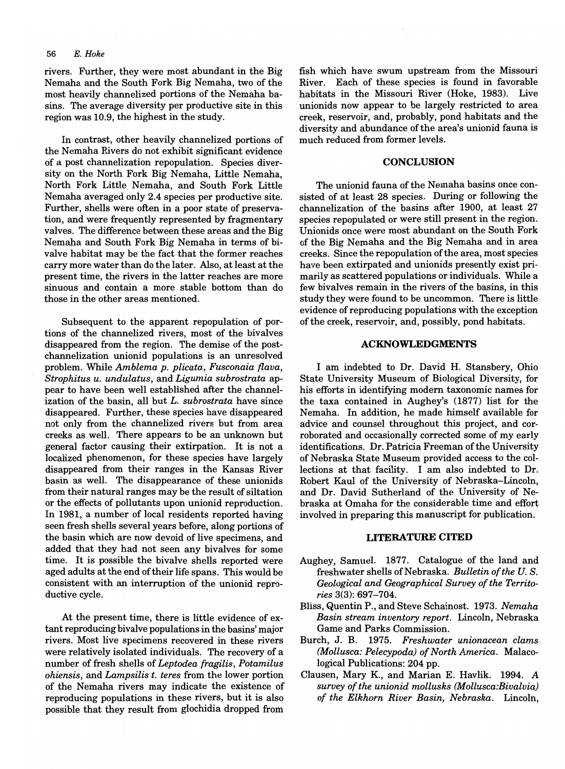rivers. Further, they were most abundant in the Big Nemaha and the South Fork Big Nemaha, two of the most heavily channelized portions of the Nemaha basins. The average diversity per productive site in this region was 10.9, the highest in the study.

In contrast, other heavily channelized portions of the Nemaha Rivers do not exhibit significant evidence of a post channelization repopulation. Species diversity on the North Fork Big Nemaha, Little Nemaha, North Fork Little Nemaha, and South Fork Little Nemaha averaged only 2.4 species per productive site. Further, shells were often in a poor state of preservation, and were frequently represented by fragmentary valves. The difference between these areas and the Big Nemaha and South Fork Big Nemaha in terms of bivalve habitat may be the fact that the former reaches carry more water than do the later. Also, at least at the present time, the rivers in the latter reaches are more sinuous and contain a more stable bottom than do those in the other areas mentioned.

Subsequent to the apparent repopulation of portions of the channelized rivers, most of the bivalves disappeared from the region. The demise of the post-channelization unionid populations is an unresolved problem. While *Amblema p. plicata*, *Fusconaia flava*, *Strophitus u. undulatus*, and *Ligumia subrostrata* appear to have been well established after the channelization of the basin, all but *L. subrostrata* have since disappeared. Further, these species have disappeared not only from the channelized rivers but from area creeks as well. There appears to be an unknown but general factor causing their extirpation. It is not a localized phenomenon, for these species have largely disappeared from their ranges in the Kansas River basin as well. The disappearance of these unionids from their natural ranges may be the result of siltation or the effects of pollutants upon unionid reproduction. In 1981, a number of local residents reported having seen fresh shells several years before, along portions of the basin which are now devoid of live specimens, and added that they had not seen any bivalves for some time. It is possible the bivalve shells reported were aged adults at the end of their life spans. This would be consistent with an interruption of the unionid reproductive cycle.

At the present time, there is little evidence of extant reproducing bivalve populations in the basins' major rivers. Most live specimens recovered in these rivers were relatively isolated individuals. The recovery of a number of fresh shells of *Leptodea fragilis*, *Potamilus ohiensis*, and *Lampsilis t. teres* from the lower portion of the Nemaha rivers may indicate the existence of reproducing populations in these rivers, but it is also possible that they result from glochidia dropped from fish which have swum upstream from the Missouri River. Each of these species is found in favorable habitats in the Missouri River (Hoke, 1983). Live unionids now appear to be largely restricted to area creek, reservoir, and, probably, pond habitats and the diversity and abundance of the area's unionid fauna is much reduced from former levels.

## CONCLUSION

The unionid fauna of the Nemaha basins once consisted of at least 28 species. During or following the channelization of the basins after 1900, at least 27 species repopulated or were still present in the region. Unionids once were most abundant on the South Fork of the Big Nemaha and the Big Nemaha and in area creeks. Since the repopulation of the area, most species have been extirpated and unionids presently exist primarily as scattered populations or individuals. While a few bivalves remain in the rivers of the basins, in this study they were found to be uncommon. There is little evidence of reproducing populations with the exception of the creek, reservoir, and, possibly, pond habitats.

## ACKNOWLEDGMENTS

I am indebted to Dr. David H. Stansbery, Ohio State University Museum of Biological Diversity, for his efforts in identifying modern taxonomic names for the taxa contained in Aughey's (1877) list for the Nemaha. In addition, he made himself available for advice and counsel throughout this project, and corroborated and occasionally corrected some of my early identifications. Dr. Patricia Freeman of the University of Nebraska State Museum provided access to the collections at that facility. I am also indebted to Dr. Robert Kaul of the University of Nebraska–Lincoln, and Dr. David Sutherland of the University of Nebraska at Omaha for the considerable time and effort involved in preparing this manuscript for publication.

## LITERATURE CITED

Aughey, Samuel. 1877. Catalogue of the land and freshwater shells of Nebraska. *Bulletin of the U. S. Geological and Geographical Survey of the Territories* 3(3): 697–704.

Bliss, Quentin P., and Steve Schainost. 1973. *Nemaha Basin stream inventory report*. Lincoln, Nebraska Game and Parks Commission.

Burch, J. B. 1975. *Freshwater unionacean clams (Mollusca: Pelecypoda) of North America*. Malacological Publications: 204 pp.

Clausen, Mary K., and Marian E. Havlik. 1994. *A survey of the unionid mollusks (Mollusca:Bivalvia) of the Elkhorn River Basin, Nebraska*. Lincoln,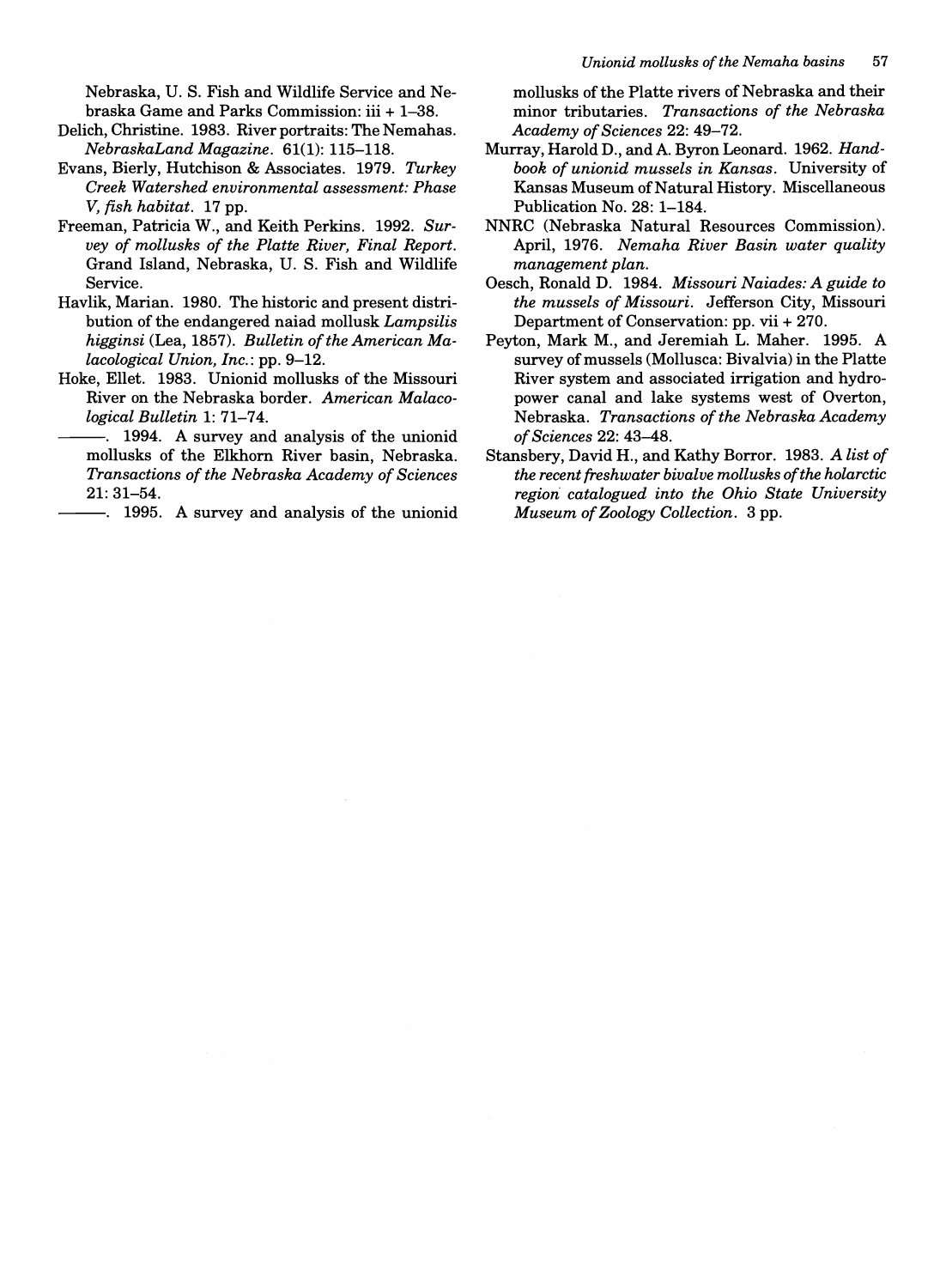Nebraska, U. S. Fish and Wildlife Service and Nebraska Game and Parks Commission: iii + 1–38.

Delich, Christine. 1983. River portraits: The Nemahas. *NebraskaLand Magazine*. 61(1): 115–118.

Evans, Bierly, Hutchison & Associates. 1979. *Turkey Creek Watershed environmental assessment: Phase V, fish habitat*. 17 pp.

Freeman, Patricia W., and Keith Perkins. 1992. *Survey of mollusks of the Platte River, Final Report*. Grand Island, Nebraska, U. S. Fish and Wildlife Service.

Havlik, Marian. 1980. The historic and present distribution of the endangered naiad mollusk *Lampsilis higginsi* (Lea, 1857). *Bulletin of the American Malacological Union, Inc.*: pp. 9–12.

Hoke, Ellet. 1983. Unionid mollusks of the Missouri River on the Nebraska border. *American Malacological Bulletin* 1: 71–74.

———. 1994. A survey and analysis of the unionid mollusks of the Elkhorn River basin, Nebraska. *Transactions of the Nebraska Academy of Sciences* 21: 31–54.

———. 1995. A survey and analysis of the unionid mollusks of the Platte rivers of Nebraska and their minor tributaries. *Transactions of the Nebraska Academy of Sciences* 22: 49–72.

Murray, Harold D., and A. Byron Leonard. 1962. *Handbook of unionid mussels in Kansas*. University of Kansas Museum of Natural History. Miscellaneous Publication No. 28: 1–184.

NNRC (Nebraska Natural Resources Commission). April, 1976. *Nemaha River Basin water quality management plan*.

Oesch, Ronald D. 1984. *Missouri Naiades: A guide to the mussels of Missouri*. Jefferson City, Missouri Department of Conservation: pp. vii + 270.

Peyton, Mark M., and Jeremiah L. Maher. 1995. A survey of mussels (Mollusca: Bivalvia) in the Platte River system and associated irrigation and hydropower canal and lake systems west of Overton, Nebraska. *Transactions of the Nebraska Academy of Sciences* 22: 43–48.

Stansbery, David H., and Kathy Borror. 1983. *A list of the recent freshwater bivalve mollusks of the holarctic region catalogued into the Ohio State University Museum of Zoology Collection*. 3 pp.